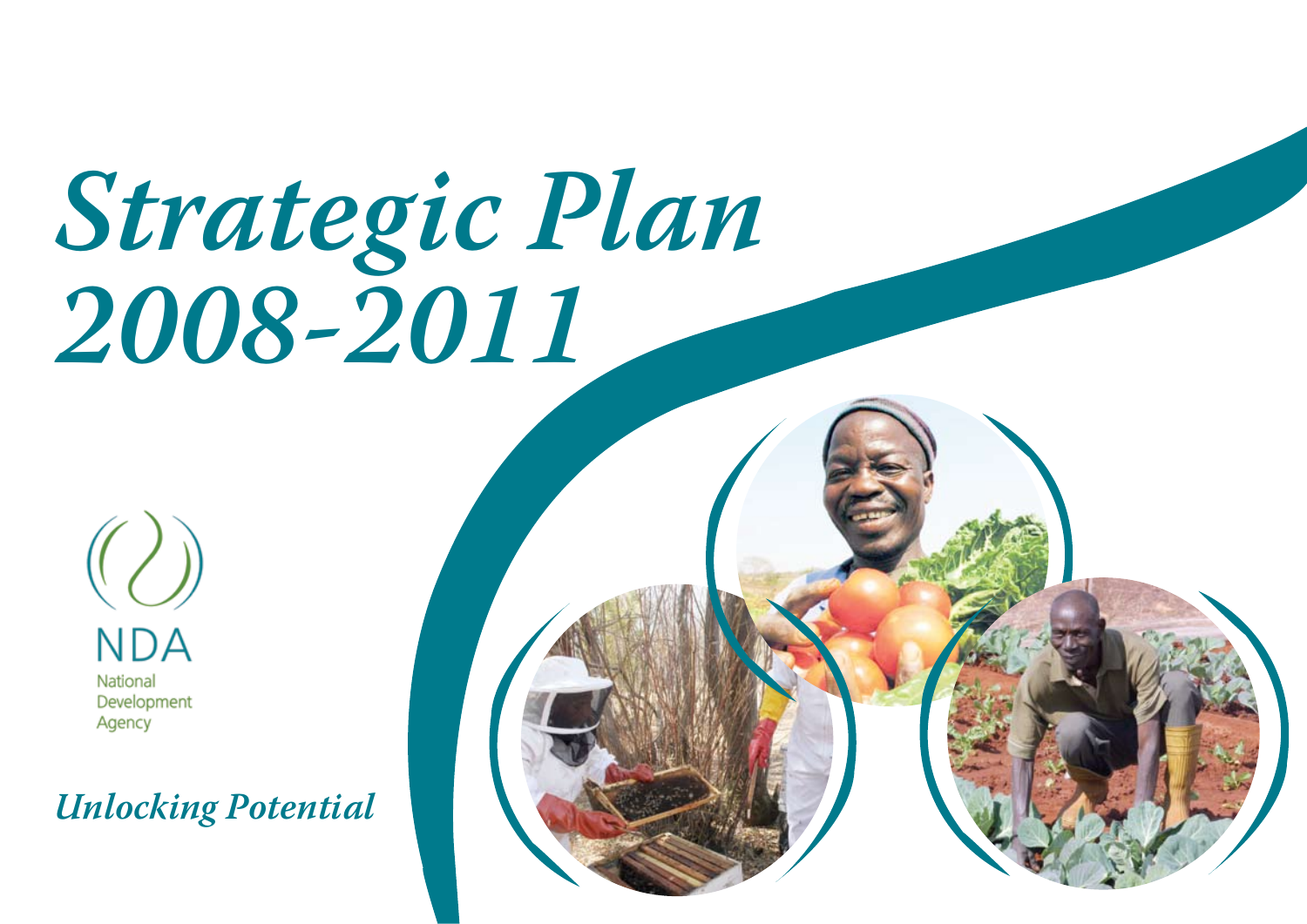# Strategic Plan 2008-2011

NDA

National Development Agency

*Unlocking Potential*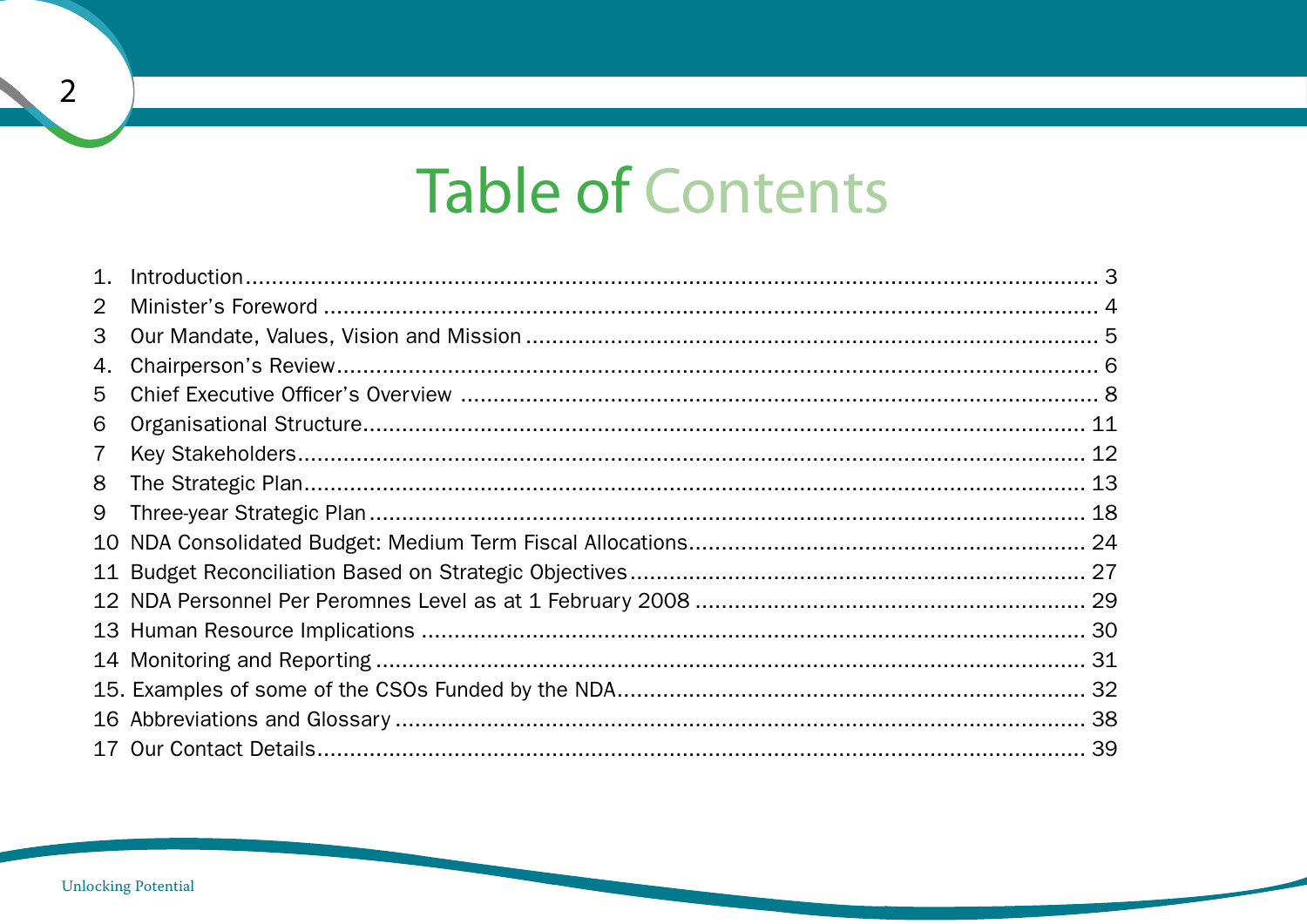# Table of Contents

| | | |
|---|---|---|
| 1. | Introduction | 3 |
| 2 | Minister's Foreword | 4 |
| 3 | Our Mandate, Values, Vision and Mission | 5 |
| 4. | Chairperson's Review | 6 |
| 5 | Chief Executive Officer's Overview | 8 |
| 6 | Organisational Structure | 11 |
| 7 | Key Stakeholders | 12 |
| 8 | The Strategic Plan | 13 |
| 9 | Three-year Strategic Plan | 18 |
| 10 | NDA Consolidated Budget: Medium Term Fiscal Allocations | 24 |
| 11 | Budget Reconciliation Based on Strategic Objectives | 27 |
| 12 | NDA Personnel Per Peromnes Level as at 1 February 2008 | 29 |
| 13 | Human Resource Implications | 30 |
| 14 | Monitoring and Reporting | 31 |
| 15. | Examples of some of the CSOs Funded by the NDA | 32 |
| 16 | Abbreviations and Glossary | 38 |
| 17 | Our Contact Details | 39 |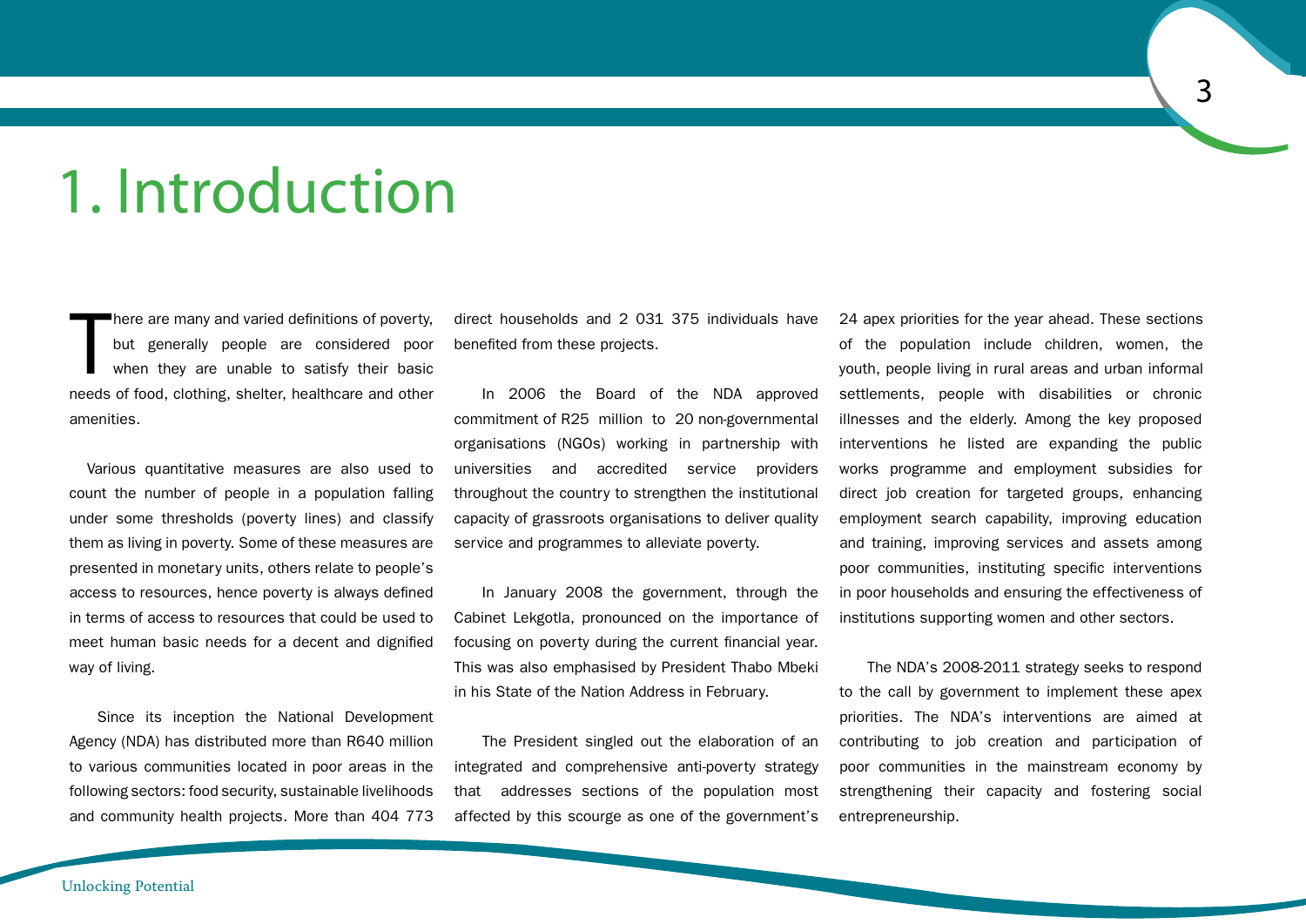# 1. Introduction

There are many and varied definitions of poverty, but generally people are considered poor when they are unable to satisfy their basic needs of food, clothing, shelter, healthcare and other amenities.

Various quantitative measures are also used to count the number of people in a population falling under some thresholds (poverty lines) and classify them as living in poverty. Some of these measures are presented in monetary units, others relate to people's access to resources, hence poverty is always defined in terms of access to resources that could be used to meet human basic needs for a decent and dignified way of living.

Since its inception the National Development Agency (NDA) has distributed more than R640 million to various communities located in poor areas in the following sectors: food security, sustainable livelihoods and community health projects. More than 404 773 direct households and 2 031 375 individuals have benefited from these projects.

In 2006 the Board of the NDA approved commitment of R25 million to 20 non-governmental organisations (NGOs) working in partnership with universities and accredited service providers throughout the country to strengthen the institutional capacity of grassroots organisations to deliver quality service and programmes to alleviate poverty.

In January 2008 the government, through the Cabinet Lekgotla, pronounced on the importance of focusing on poverty during the current financial year. This was also emphasised by President Thabo Mbeki in his State of the Nation Address in February.

The President singled out the elaboration of an integrated and comprehensive anti-poverty strategy that addresses sections of the population most affected by this scourge as one of the government's 24 apex priorities for the year ahead. These sections of the population include children, women, the youth, people living in rural areas and urban informal settlements, people with disabilities or chronic illnesses and the elderly. Among the key proposed interventions he listed are expanding the public works programme and employment subsidies for direct job creation for targeted groups, enhancing employment search capability, improving education and training, improving services and assets among poor communities, instituting specific interventions in poor households and ensuring the effectiveness of institutions supporting women and other sectors.

The NDA's 2008-2011 strategy seeks to respond to the call by government to implement these apex priorities. The NDA's interventions are aimed at contributing to job creation and participation of poor communities in the mainstream economy by strengthening their capacity and fostering social entrepreneurship.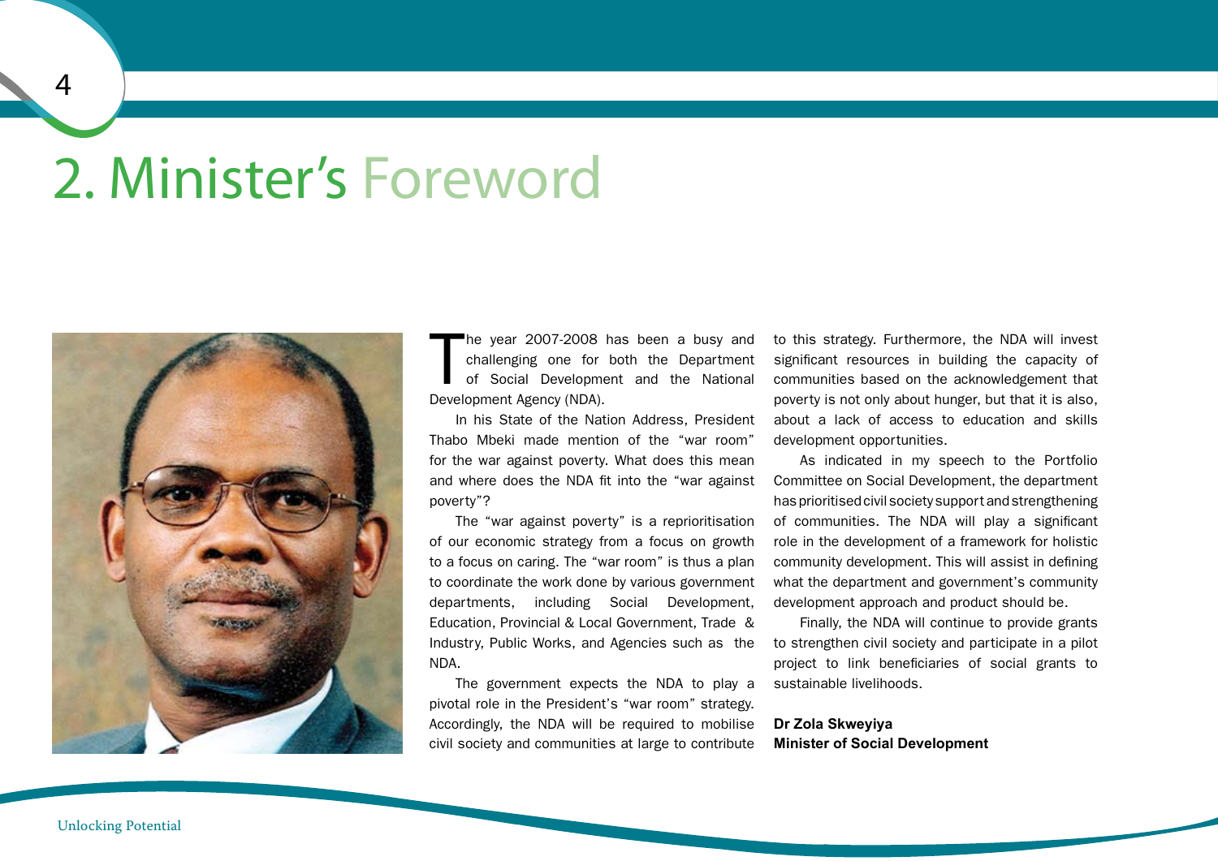# 2. Minister's Foreword

The year 2007-2008 has been a busy and challenging one for both the Department of Social Development and the National Development Agency (NDA).

In his State of the Nation Address, President Thabo Mbeki made mention of the "war room" for the war against poverty. What does this mean and where does the NDA fit into the "war against poverty"?

The "war against poverty" is a reprioritisation of our economic strategy from a focus on growth to a focus on caring. The "war room" is thus a plan to coordinate the work done by various government departments, including Social Development, Education, Provincial & Local Government, Trade & Industry, Public Works, and Agencies such as the NDA.

The government expects the NDA to play a pivotal role in the President's "war room" strategy. Accordingly, the NDA will be required to mobilise civil society and communities at large to contribute to this strategy. Furthermore, the NDA will invest significant resources in building the capacity of communities based on the acknowledgement that poverty is not only about hunger, but that it is also, about a lack of access to education and skills development opportunities.

As indicated in my speech to the Portfolio Committee on Social Development, the department has prioritised civil society support and strengthening of communities. The NDA will play a significant role in the development of a framework for holistic community development. This will assist in defining what the department and government's community development approach and product should be.

Finally, the NDA will continue to provide grants to strengthen civil society and participate in a pilot project to link beneficiaries of social grants to sustainable livelihoods.

**Dr Zola Skweyiya**
**Minister of Social Development**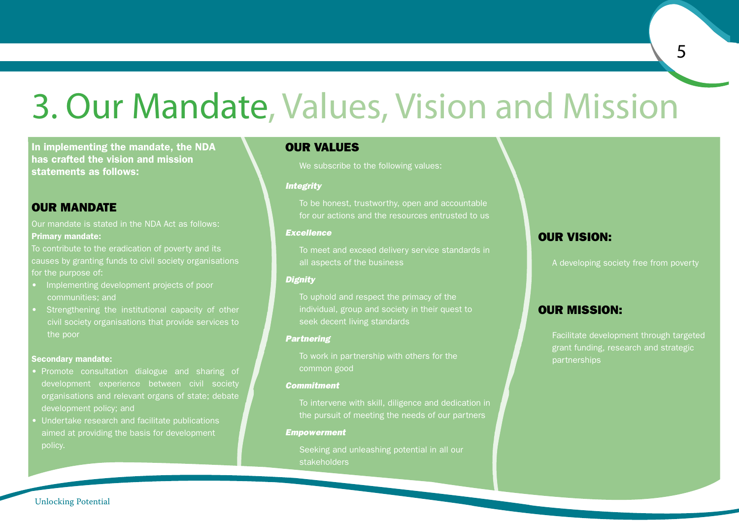# 3. Our Mandate, Values, Vision and Mission

**In implementing the mandate, the NDA has crafted the vision and mission statements as follows:**

## OUR MANDATE

Our mandate is stated in the NDA Act as follows:

**Primary mandate:**

To contribute to the eradication of poverty and its causes by granting funds to civil society organisations for the purpose of:

- Implementing development projects of poor communities; and
- Strengthening the institutional capacity of other civil society organisations that provide services to the poor

**Secondary mandate:**

- Promote consultation dialogue and sharing of development experience between civil society organisations and relevant organs of state; debate development policy; and
- Undertake research and facilitate publications aimed at providing the basis for development policy.

## OUR VALUES

We subscribe to the following values:

***Integrity***

To be honest, trustworthy, open and accountable for our actions and the resources entrusted to us

***Excellence***

To meet and exceed delivery service standards in all aspects of the business

***Dignity***

To uphold and respect the primacy of the individual, group and society in their quest to seek decent living standards

***Partnering***

To work in partnership with others for the common good

***Commitment***

To intervene with skill, diligence and dedication in the pursuit of meeting the needs of our partners

***Empowerment***

Seeking and unleashing potential in all our stakeholders

## OUR VISION:

A developing society free from poverty

## OUR MISSION:

Facilitate development through targeted grant funding, research and strategic partnerships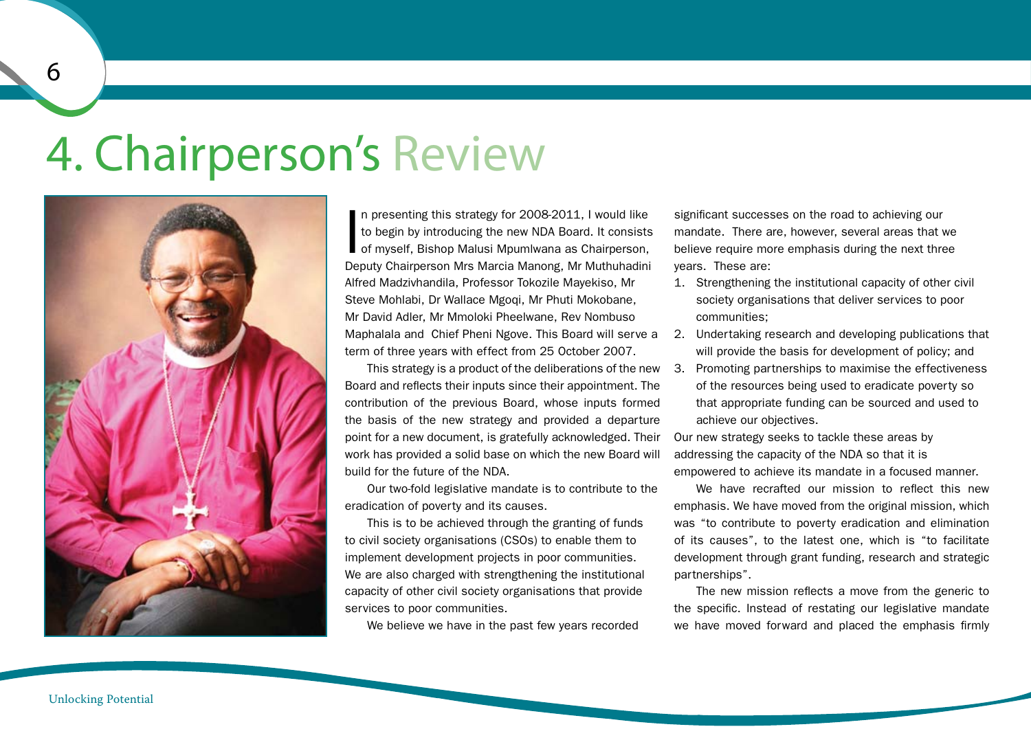# 4. Chairperson's Review

In presenting this strategy for 2008-2011, I would like to begin by introducing the new NDA Board. It consists of myself, Bishop Malusi Mpumlwana as Chairperson, Deputy Chairperson Mrs Marcia Manong, Mr Muthuhadini Alfred Madzivhandila, Professor Tokozile Mayekiso, Mr Steve Mohlabi, Dr Wallace Mgoqi, Mr Phuti Mokobane, Mr David Adler, Mr Mmoloki Pheelwane, Rev Nombuso Maphalala and Chief Pheni Ngove. This Board will serve a term of three years with effect from 25 October 2007.

This strategy is a product of the deliberations of the new Board and reflects their inputs since their appointment. The contribution of the previous Board, whose inputs formed the basis of the new strategy and provided a departure point for a new document, is gratefully acknowledged. Their work has provided a solid base on which the new Board will build for the future of the NDA.

Our two-fold legislative mandate is to contribute to the eradication of poverty and its causes.

This is to be achieved through the granting of funds to civil society organisations (CSOs) to enable them to implement development projects in poor communities. We are also charged with strengthening the institutional capacity of other civil society organisations that provide services to poor communities.

We believe we have in the past few years recorded significant successes on the road to achieving our mandate. There are, however, several areas that we believe require more emphasis during the next three years. These are:

1. Strengthening the institutional capacity of other civil society organisations that deliver services to poor communities;
2. Undertaking research and developing publications that will provide the basis for development of policy; and
3. Promoting partnerships to maximise the effectiveness of the resources being used to eradicate poverty so that appropriate funding can be sourced and used to achieve our objectives.

Our new strategy seeks to tackle these areas by addressing the capacity of the NDA so that it is empowered to achieve its mandate in a focused manner.

We have recrafted our mission to reflect this new emphasis. We have moved from the original mission, which was "to contribute to poverty eradication and elimination of its causes", to the latest one, which is "to facilitate development through grant funding, research and strategic partnerships".

The new mission reflects a move from the generic to the specific. Instead of restating our legislative mandate we have moved forward and placed the emphasis firmly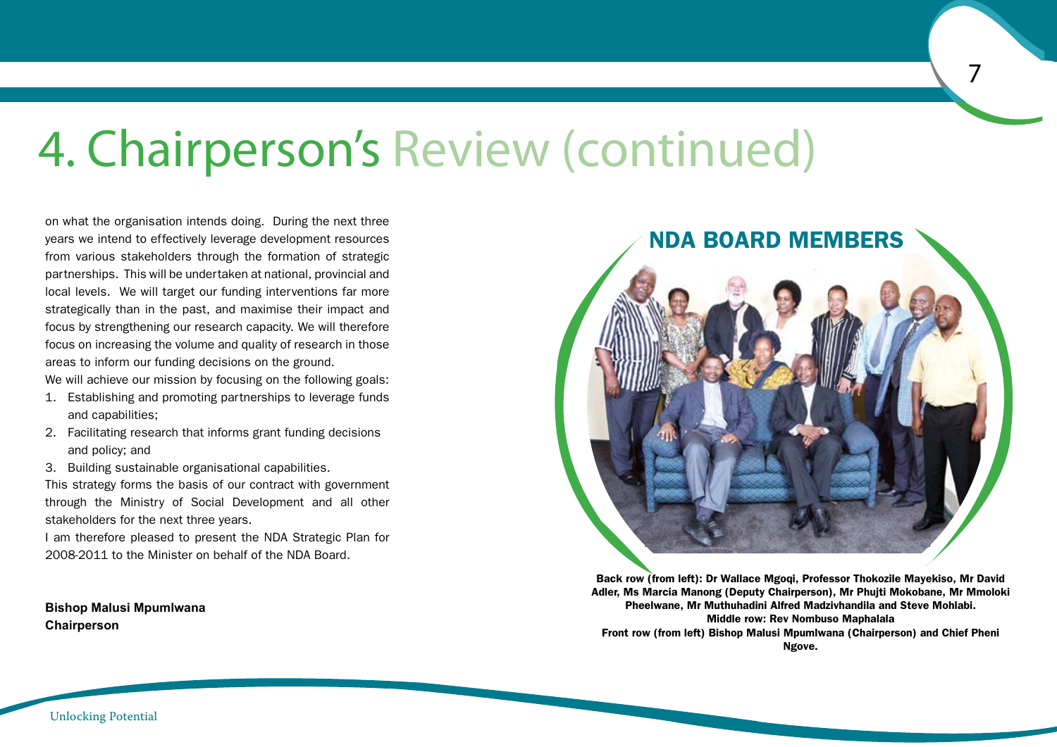# 4. Chairperson's Review (continued)

on what the organisation intends doing. During the next three years we intend to effectively leverage development resources from various stakeholders through the formation of strategic partnerships. This will be undertaken at national, provincial and local levels. We will target our funding interventions far more strategically than in the past, and maximise their impact and focus by strengthening our research capacity. We will therefore focus on increasing the volume and quality of research in those areas to inform our funding decisions on the ground.

We will achieve our mission by focusing on the following goals:

1. Establishing and promoting partnerships to leverage funds and capabilities;
2. Facilitating research that informs grant funding decisions and policy; and
3. Building sustainable organisational capabilities.

This strategy forms the basis of our contract with government through the Ministry of Social Development and all other stakeholders for the next three years.

I am therefore pleased to present the NDA Strategic Plan for 2008-2011 to the Minister on behalf of the NDA Board.

**Bishop Malusi Mpumlwana**
**Chairperson**

## NDA BOARD MEMBERS

**Back row (from left): Dr Wallace Mgoqi, Professor Thokozile Mayekiso, Mr David Adler, Ms Marcia Manong (Deputy Chairperson), Mr Phujti Mokobane, Mr Mmoloki Pheelwane, Mr Muthuhadini Alfred Madzivhandila and Steve Mohlabi.**
**Middle row: Rev Nombuso Maphalala**
**Front row (from left) Bishop Malusi Mpumlwana (Chairperson) and Chief Pheni Ngove.**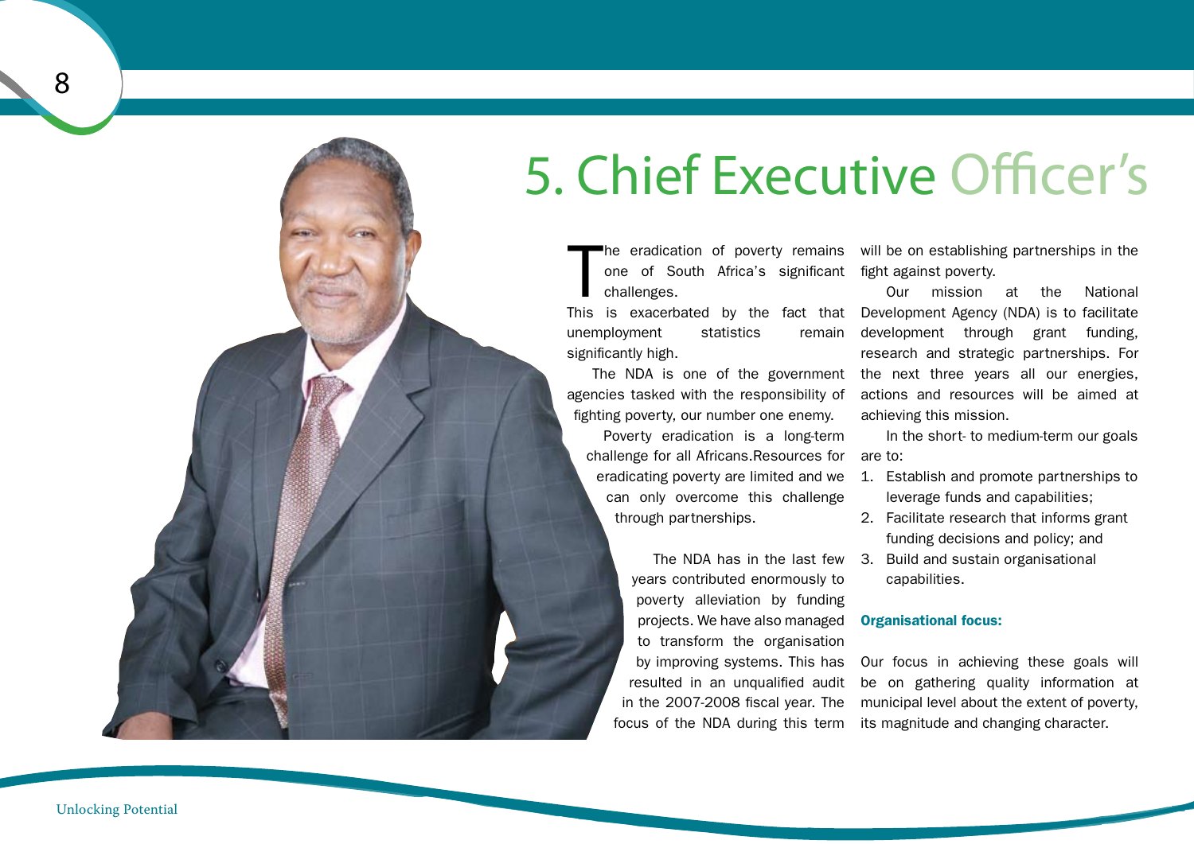# 5. Chief Executive Officer's

The eradication of poverty remains one of South Africa's significant challenges.

This is exacerbated by the fact that unemployment statistics remain significantly high.

The NDA is one of the government agencies tasked with the responsibility of fighting poverty, our number one enemy.

Poverty eradication is a long-term challenge for all Africans.Resources for eradicating poverty are limited and we can only overcome this challenge through partnerships.

The NDA has in the last few years contributed enormously to poverty alleviation by funding projects. We have also managed to transform the organisation by improving systems. This has resulted in an unqualified audit in the 2007-2008 fiscal year. The focus of the NDA during this term will be on establishing partnerships in the fight against poverty.

Our mission at the National Development Agency (NDA) is to facilitate development through grant funding, research and strategic partnerships. For the next three years all our energies, actions and resources will be aimed at achieving this mission.

In the short- to medium-term our goals are to:

1. Establish and promote partnerships to leverage funds and capabilities;
2. Facilitate research that informs grant funding decisions and policy; and
3. Build and sustain organisational capabilities.

**Organisational focus:**

Our focus in achieving these goals will be on gathering quality information at municipal level about the extent of poverty, its magnitude and changing character.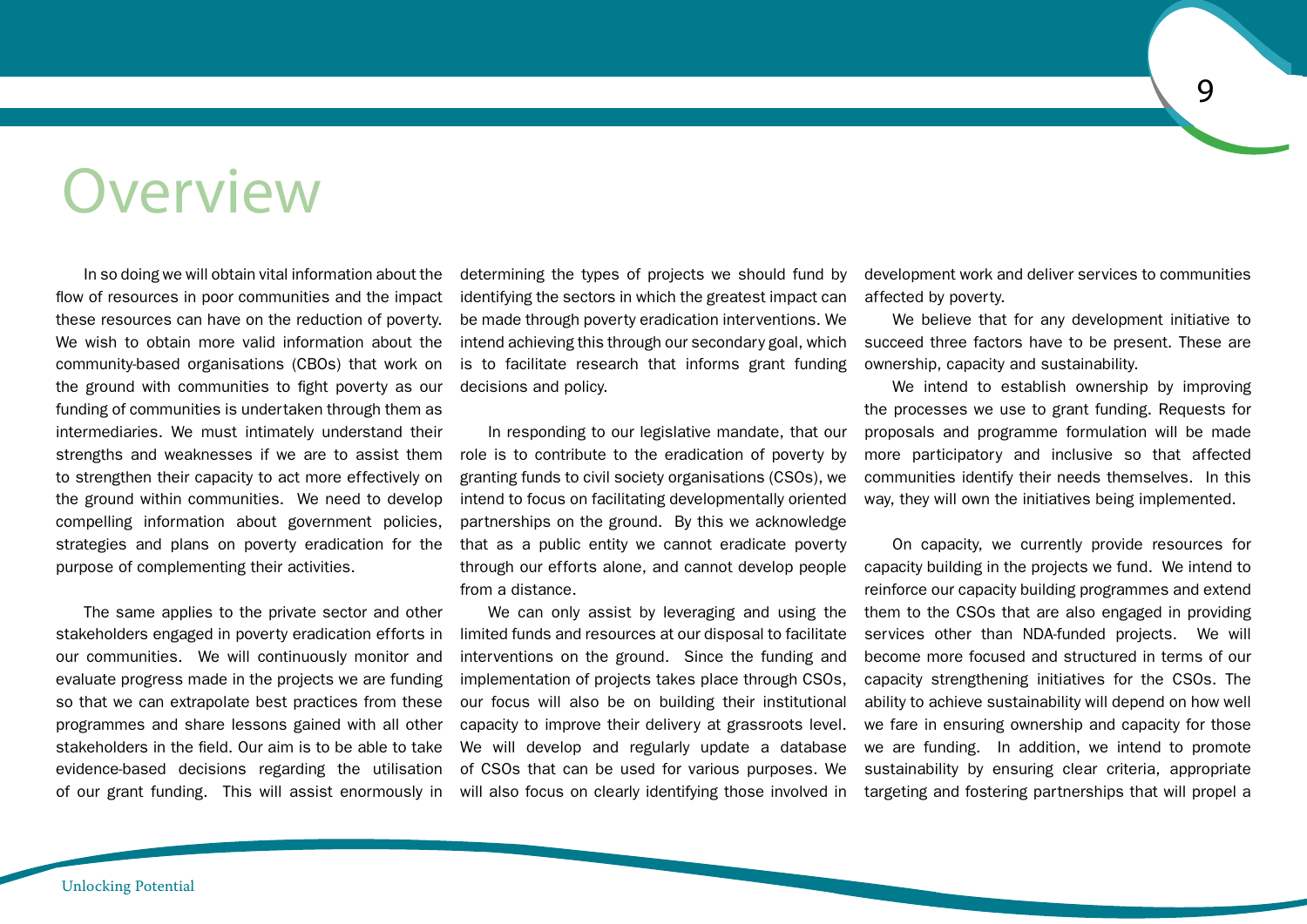# Overview

In so doing we will obtain vital information about the flow of resources in poor communities and the impact these resources can have on the reduction of poverty. We wish to obtain more valid information about the community-based organisations (CBOs) that work on the ground with communities to fight poverty as our funding of communities is undertaken through them as intermediaries. We must intimately understand their strengths and weaknesses if we are to assist them to strengthen their capacity to act more effectively on the ground within communities. We need to develop compelling information about government policies, strategies and plans on poverty eradication for the purpose of complementing their activities.

The same applies to the private sector and other stakeholders engaged in poverty eradication efforts in our communities. We will continuously monitor and evaluate progress made in the projects we are funding so that we can extrapolate best practices from these programmes and share lessons gained with all other stakeholders in the field. Our aim is to be able to take evidence-based decisions regarding the utilisation of our grant funding. This will assist enormously in determining the types of projects we should fund by identifying the sectors in which the greatest impact can be made through poverty eradication interventions. We intend achieving this through our secondary goal, which is to facilitate research that informs grant funding decisions and policy.

In responding to our legislative mandate, that our role is to contribute to the eradication of poverty by granting funds to civil society organisations (CSOs), we intend to focus on facilitating developmentally oriented partnerships on the ground. By this we acknowledge that as a public entity we cannot eradicate poverty through our efforts alone, and cannot develop people from a distance.

We can only assist by leveraging and using the limited funds and resources at our disposal to facilitate interventions on the ground. Since the funding and implementation of projects takes place through CSOs, our focus will also be on building their institutional capacity to improve their delivery at grassroots level. We will develop and regularly update a database of CSOs that can be used for various purposes. We will also focus on clearly identifying those involved in development work and deliver services to communities affected by poverty.

We believe that for any development initiative to succeed three factors have to be present. These are ownership, capacity and sustainability.

We intend to establish ownership by improving the processes we use to grant funding. Requests for proposals and programme formulation will be made more participatory and inclusive so that affected communities identify their needs themselves. In this way, they will own the initiatives being implemented.

On capacity, we currently provide resources for capacity building in the projects we fund. We intend to reinforce our capacity building programmes and extend them to the CSOs that are also engaged in providing services other than NDA-funded projects. We will become more focused and structured in terms of our capacity strengthening initiatives for the CSOs. The ability to achieve sustainability will depend on how well we fare in ensuring ownership and capacity for those we are funding. In addition, we intend to promote sustainability by ensuring clear criteria, appropriate targeting and fostering partnerships that will propel a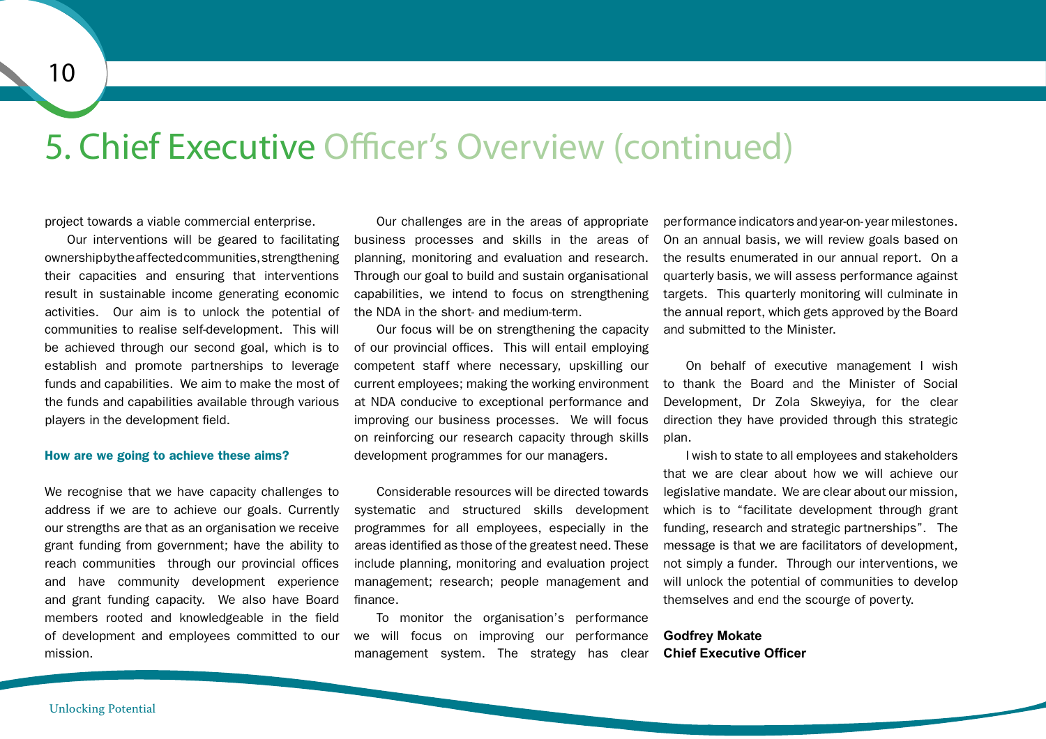# 5. Chief Executive Officer's Overview (continued)

project towards a viable commercial enterprise.

Our interventions will be geared to facilitating ownership by the affected communities, strengthening their capacities and ensuring that interventions result in sustainable income generating economic activities. Our aim is to unlock the potential of communities to realise self-development. This will be achieved through our second goal, which is to establish and promote partnerships to leverage funds and capabilities. We aim to make the most of the funds and capabilities available through various players in the development field.

### How are we going to achieve these aims?

We recognise that we have capacity challenges to address if we are to achieve our goals. Currently our strengths are that as an organisation we receive grant funding from government; have the ability to reach communities through our provincial offices and have community development experience and grant funding capacity. We also have Board members rooted and knowledgeable in the field of development and employees committed to our mission.

Our challenges are in the areas of appropriate business processes and skills in the areas of planning, monitoring and evaluation and research. Through our goal to build and sustain organisational capabilities, we intend to focus on strengthening the NDA in the short- and medium-term.

Our focus will be on strengthening the capacity of our provincial offices. This will entail employing competent staff where necessary, upskilling our current employees; making the working environment at NDA conducive to exceptional performance and improving our business processes. We will focus on reinforcing our research capacity through skills development programmes for our managers.

Considerable resources will be directed towards systematic and structured skills development programmes for all employees, especially in the areas identified as those of the greatest need. These include planning, monitoring and evaluation project management; research; people management and finance.

To monitor the organisation's performance we will focus on improving our performance management system. The strategy has clear performance indicators and year-on-year milestones. On an annual basis, we will review goals based on the results enumerated in our annual report. On a quarterly basis, we will assess performance against targets. This quarterly monitoring will culminate in the annual report, which gets approved by the Board and submitted to the Minister.

On behalf of executive management I wish to thank the Board and the Minister of Social Development, Dr Zola Skweyiya, for the clear direction they have provided through this strategic plan.

I wish to state to all employees and stakeholders that we are clear about how we will achieve our legislative mandate. We are clear about our mission, which is to "facilitate development through grant funding, research and strategic partnerships". The message is that we are facilitators of development, not simply a funder. Through our interventions, we will unlock the potential of communities to develop themselves and end the scourge of poverty.

**Godfrey Mokate**
**Chief Executive Officer**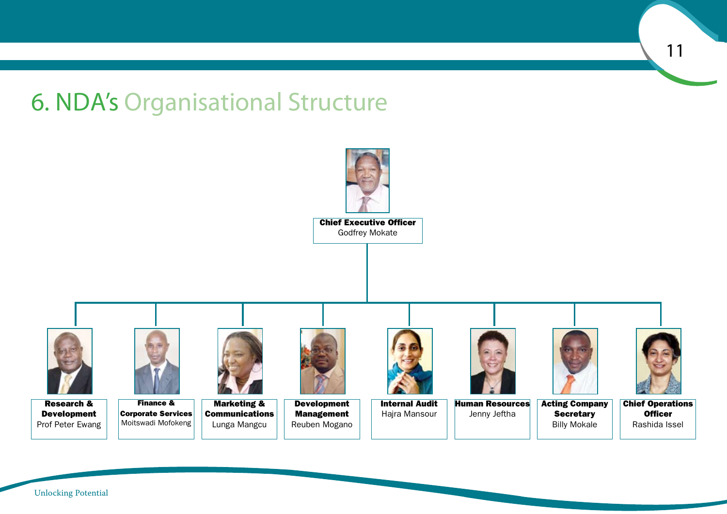# 6. NDA's Organisational Structure

**Chief Executive Officer**
Godfrey Mokate

- **Research & Development**
  Prof Peter Ewang
- **Finance & Corporate Services**
  Moitswadi Mofokeng
- **Marketing & Communications**
  Lunga Mangcu
- **Development Management**
  Reuben Mogano
- **Internal Audit**
  Hajra Mansour
- **Human Resources**
  Jenny Jeftha
- **Acting Company Secretary**
  Billy Mokale
- **Chief Operations Officer**
  Rashida Issel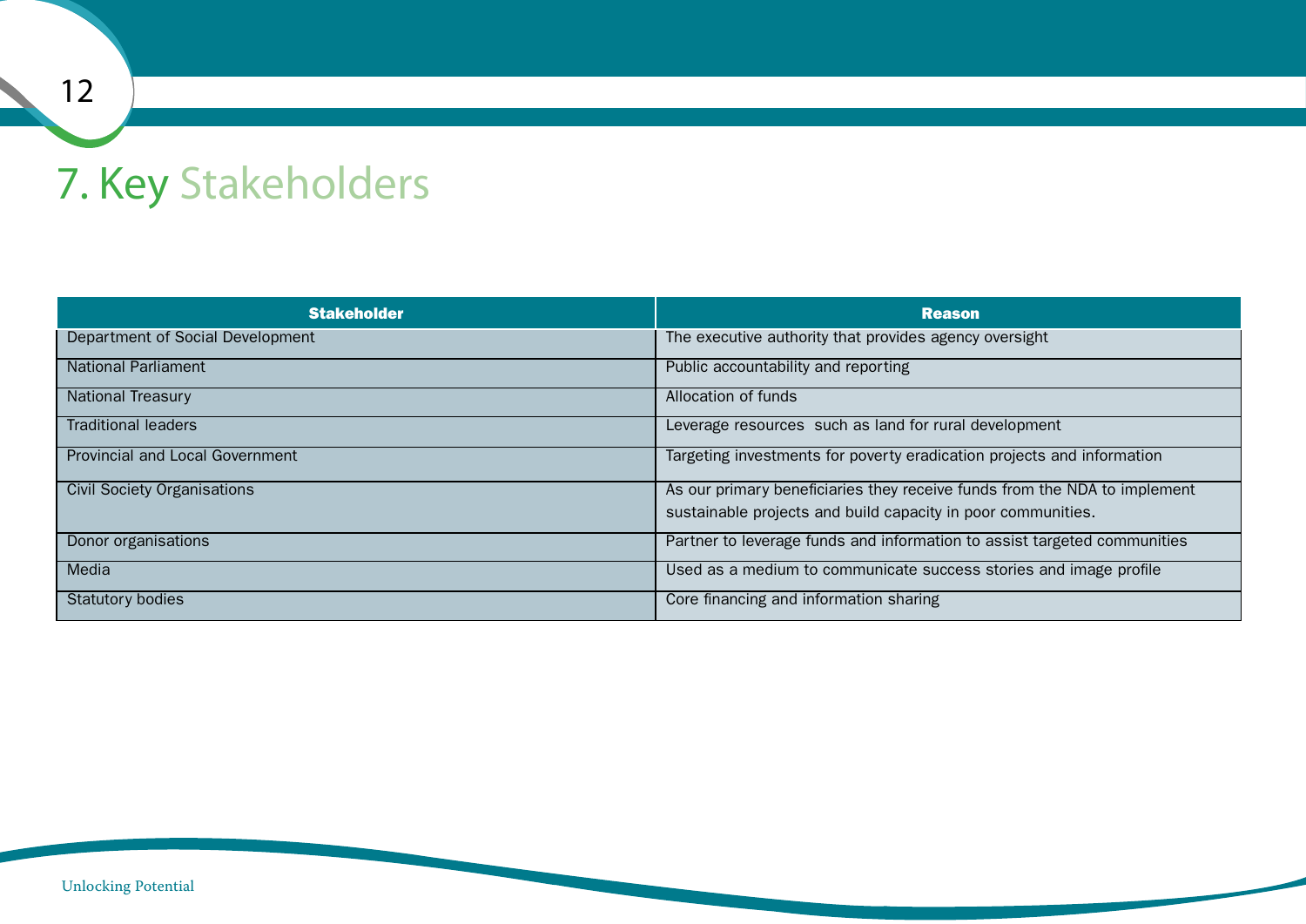# 7. Key Stakeholders

| Stakeholder | Reason |
| --- | --- |
| Department of Social Development | The executive authority that provides agency oversight |
| National Parliament | Public accountability and reporting |
| National Treasury | Allocation of funds |
| Traditional leaders | Leverage resources such as land for rural development |
| Provincial and Local Government | Targeting investments for poverty eradication projects and information |
| Civil Society Organisations | As our primary beneficiaries they receive funds from the NDA to implement sustainable projects and build capacity in poor communities. |
| Donor organisations | Partner to leverage funds and information to assist targeted communities |
| Media | Used as a medium to communicate success stories and image profile |
| Statutory bodies | Core financing and information sharing |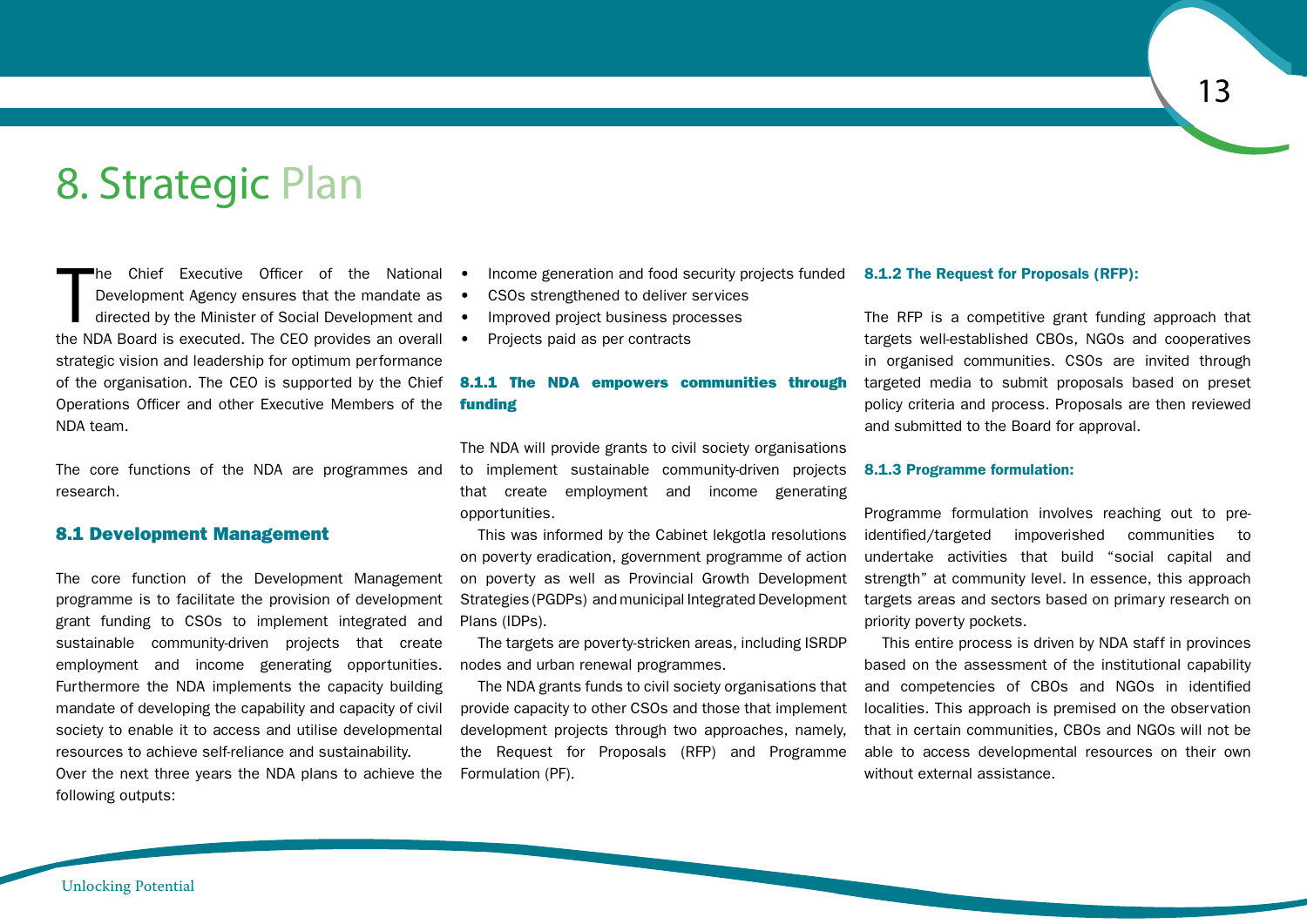# 8. Strategic Plan

The Chief Executive Officer of the National Development Agency ensures that the mandate as directed by the Minister of Social Development and the NDA Board is executed. The CEO provides an overall strategic vision and leadership for optimum performance of the organisation. The CEO is supported by the Chief Operations Officer and other Executive Members of the NDA team.

The core functions of the NDA are programmes and research.

## 8.1 Development Management

The core function of the Development Management programme is to facilitate the provision of development grant funding to CSOs to implement integrated and sustainable community-driven projects that create employment and income generating opportunities. Furthermore the NDA implements the capacity building mandate of developing the capability and capacity of civil society to enable it to access and utilise developmental resources to achieve self-reliance and sustainability.
Over the next three years the NDA plans to achieve the following outputs:

- Income generation and food security projects funded
- CSOs strengthened to deliver services
- Improved project business processes
- Projects paid as per contracts

### 8.1.1 The NDA empowers communities through funding

The NDA will provide grants to civil society organisations to implement sustainable community-driven projects that create employment and income generating opportunities.

This was informed by the Cabinet lekgotla resolutions on poverty eradication, government programme of action on poverty as well as Provincial Growth Development Strategies (PGDPs) and municipal Integrated Development Plans (IDPs).

The targets are poverty-stricken areas, including ISRDP nodes and urban renewal programmes.

The NDA grants funds to civil society organisations that provide capacity to other CSOs and those that implement development projects through two approaches, namely, the Request for Proposals (RFP) and Programme Formulation (PF).

### 8.1.2 The Request for Proposals (RFP):

The RFP is a competitive grant funding approach that targets well-established CBOs, NGOs and cooperatives in organised communities. CSOs are invited through targeted media to submit proposals based on preset policy criteria and process. Proposals are then reviewed and submitted to the Board for approval.

### 8.1.3 Programme formulation:

Programme formulation involves reaching out to pre-identified/targeted impoverished communities to undertake activities that build "social capital and strength" at community level. In essence, this approach targets areas and sectors based on primary research on priority poverty pockets.

This entire process is driven by NDA staff in provinces based on the assessment of the institutional capability and competencies of CBOs and NGOs in identified localities. This approach is premised on the observation that in certain communities, CBOs and NGOs will not be able to access developmental resources on their own without external assistance.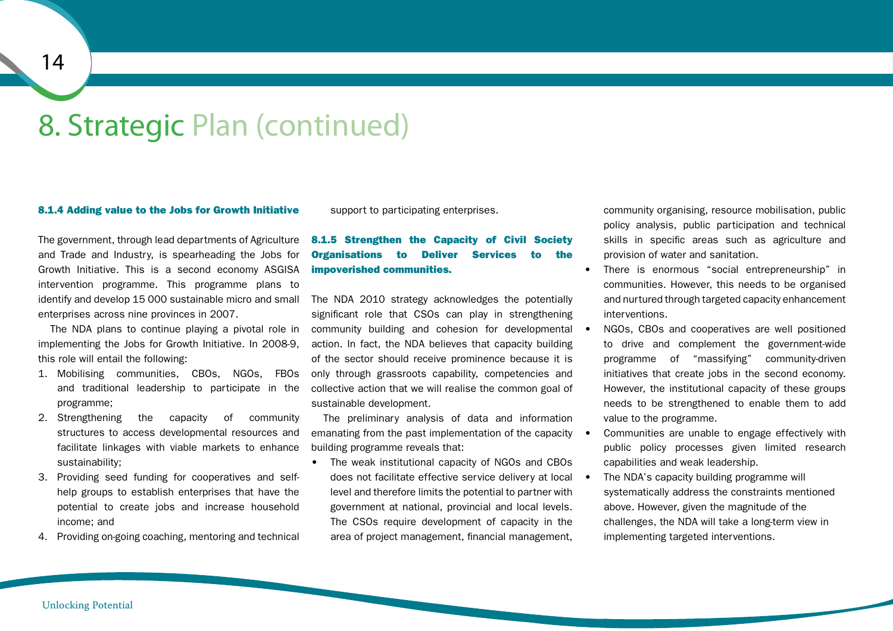# 8. Strategic Plan (continued)

### 8.1.4 Adding value to the Jobs for Growth Initiative

The government, through lead departments of Agriculture and Trade and Industry, is spearheading the Jobs for Growth Initiative. This is a second economy ASGISA intervention programme. This programme plans to identify and develop 15 000 sustainable micro and small enterprises across nine provinces in 2007.

The NDA plans to continue playing a pivotal role in implementing the Jobs for Growth Initiative. In 2008-9, this role will entail the following:

1. Mobilising communities, CBOs, NGOs, FBOs and traditional leadership to participate in the programme;
2. Strengthening the capacity of community structures to access developmental resources and facilitate linkages with viable markets to enhance sustainability;
3. Providing seed funding for cooperatives and self-help groups to establish enterprises that have the potential to create jobs and increase household income; and
4. Providing on-going coaching, mentoring and technical support to participating enterprises.

### 8.1.5 Strengthen the Capacity of Civil Society Organisations to Deliver Services to the impoverished communities.

The NDA 2010 strategy acknowledges the potentially significant role that CSOs can play in strengthening community building and cohesion for developmental action. In fact, the NDA believes that capacity building of the sector should receive prominence because it is only through grassroots capability, competencies and collective action that we will realise the common goal of sustainable development.

The preliminary analysis of data and information emanating from the past implementation of the capacity building programme reveals that:

- The weak institutional capacity of NGOs and CBOs does not facilitate effective service delivery at local level and therefore limits the potential to partner with government at national, provincial and local levels. The CSOs require development of capacity in the area of project management, financial management, community organising, resource mobilisation, public policy analysis, public participation and technical skills in specific areas such as agriculture and provision of water and sanitation.
- There is enormous "social entrepreneurship" in communities. However, this needs to be organised and nurtured through targeted capacity enhancement interventions.
- NGOs, CBOs and cooperatives are well positioned to drive and complement the government-wide programme of "massifying" community-driven initiatives that create jobs in the second economy. However, the institutional capacity of these groups needs to be strengthened to enable them to add value to the programme.
- Communities are unable to engage effectively with public policy processes given limited research capabilities and weak leadership.
- The NDA's capacity building programme will systematically address the constraints mentioned above. However, given the magnitude of the challenges, the NDA will take a long-term view in implementing targeted interventions.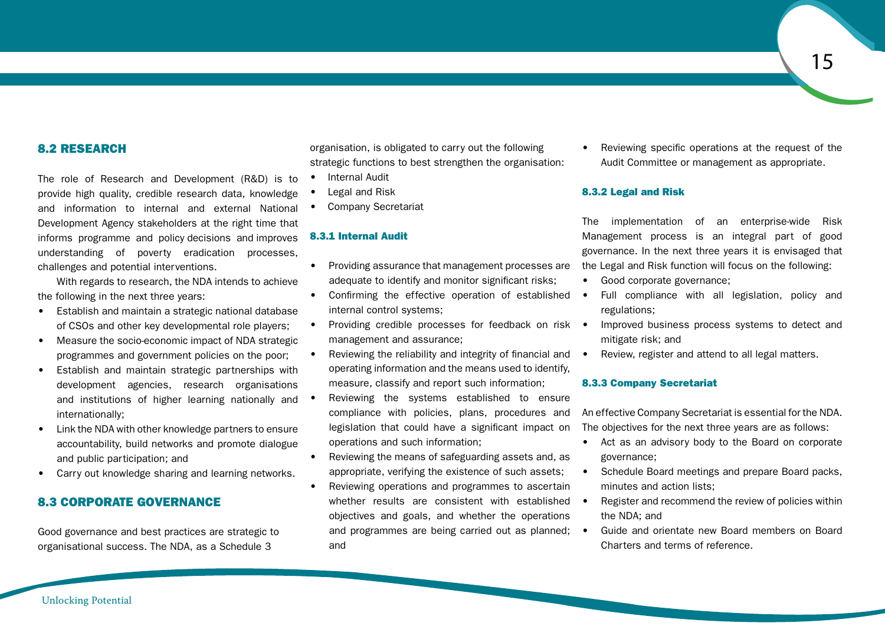## 8.2 RESEARCH

The role of Research and Development (R&D) is to provide high quality, credible research data, knowledge and information to internal and external National Development Agency stakeholders at the right time that informs programme and policy decisions and improves understanding of poverty eradication processes, challenges and potential interventions.

With regards to research, the NDA intends to achieve the following in the next three years:

- Establish and maintain a strategic national database of CSOs and other key developmental role players;
- Measure the socio-economic impact of NDA strategic programmes and government policies on the poor;
- Establish and maintain strategic partnerships with development agencies, research organisations and institutions of higher learning nationally and internationally;
- Link the NDA with other knowledge partners to ensure accountability, build networks and promote dialogue and public participation; and
- Carry out knowledge sharing and learning networks.

## 8.3 CORPORATE GOVERNANCE

Good governance and best practices are strategic to organisational success. The NDA, as a Schedule 3 organisation, is obligated to carry out the following strategic functions to best strengthen the organisation:

- Internal Audit
- Legal and Risk
- Company Secretariat

### 8.3.1 Internal Audit

- Providing assurance that management processes are adequate to identify and monitor significant risks;
- Confirming the effective operation of established internal control systems;
- Providing credible processes for feedback on risk management and assurance;
- Reviewing the reliability and integrity of financial and operating information and the means used to identify, measure, classify and report such information;
- Reviewing the systems established to ensure compliance with policies, plans, procedures and legislation that could have a significant impact on operations and such information;
- Reviewing the means of safeguarding assets and, as appropriate, verifying the existence of such assets;
- Reviewing operations and programmes to ascertain whether results are consistent with established objectives and goals, and whether the operations and programmes are being carried out as planned; and
- Reviewing specific operations at the request of the Audit Committee or management as appropriate.

### 8.3.2 Legal and Risk

The implementation of an enterprise-wide Risk Management process is an integral part of good governance. In the next three years it is envisaged that the Legal and Risk function will focus on the following:

- Good corporate governance;
- Full compliance with all legislation, policy and regulations;
- Improved business process systems to detect and mitigate risk; and
- Review, register and attend to all legal matters.

### 8.3.3 Company Secretariat

An effective Company Secretariat is essential for the NDA. The objectives for the next three years are as follows:

- Act as an advisory body to the Board on corporate governance;
- Schedule Board meetings and prepare Board packs, minutes and action lists;
- Register and recommend the review of policies within the NDA; and
- Guide and orientate new Board members on Board Charters and terms of reference.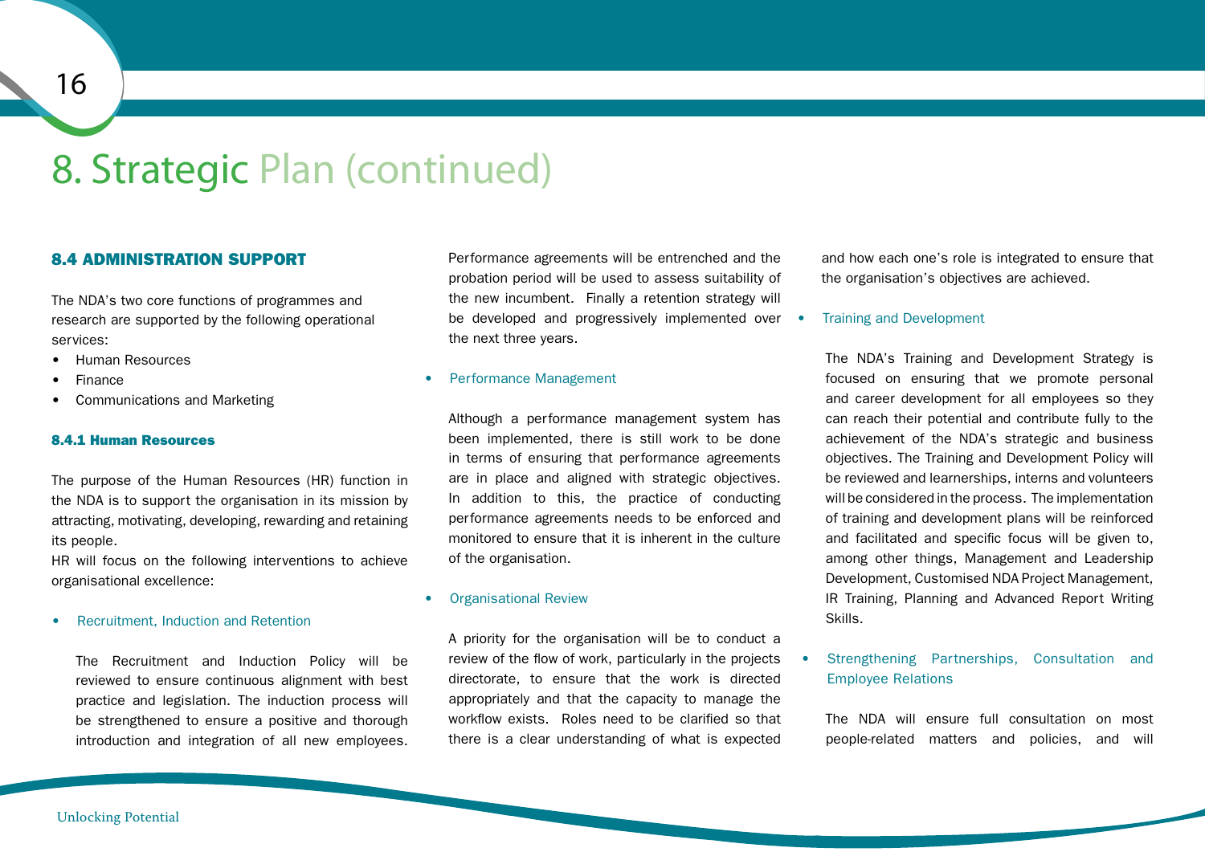# 8. Strategic Plan (continued)

## 8.4 ADMINISTRATION SUPPORT

The NDA's two core functions of programmes and research are supported by the following operational services:

- Human Resources
- Finance
- Communications and Marketing

### 8.4.1 Human Resources

The purpose of the Human Resources (HR) function in the NDA is to support the organisation in its mission by attracting, motivating, developing, rewarding and retaining its people.

HR will focus on the following interventions to achieve organisational excellence:

- Recruitment, Induction and Retention

  The Recruitment and Induction Policy will be reviewed to ensure continuous alignment with best practice and legislation. The induction process will be strengthened to ensure a positive and thorough introduction and integration of all new employees. Performance agreements will be entrenched and the probation period will be used to assess suitability of the new incumbent. Finally a retention strategy will be developed and progressively implemented over the next three years.

- Performance Management

  Although a performance management system has been implemented, there is still work to be done in terms of ensuring that performance agreements are in place and aligned with strategic objectives. In addition to this, the practice of conducting performance agreements needs to be enforced and monitored to ensure that it is inherent in the culture of the organisation.

- Organisational Review

  A priority for the organisation will be to conduct a review of the flow of work, particularly in the projects directorate, to ensure that the work is directed appropriately and that the capacity to manage the workflow exists. Roles need to be clarified so that there is a clear understanding of what is expected and how each one's role is integrated to ensure that the organisation's objectives are achieved.

- Training and Development

  The NDA's Training and Development Strategy is focused on ensuring that we promote personal and career development for all employees so they can reach their potential and contribute fully to the achievement of the NDA's strategic and business objectives. The Training and Development Policy will be reviewed and learnerships, interns and volunteers will be considered in the process. The implementation of training and development plans will be reinforced and facilitated and specific focus will be given to, among other things, Management and Leadership Development, Customised NDA Project Management, IR Training, Planning and Advanced Report Writing Skills.

- Strengthening Partnerships, Consultation and Employee Relations

  The NDA will ensure full consultation on most people-related matters and policies, and will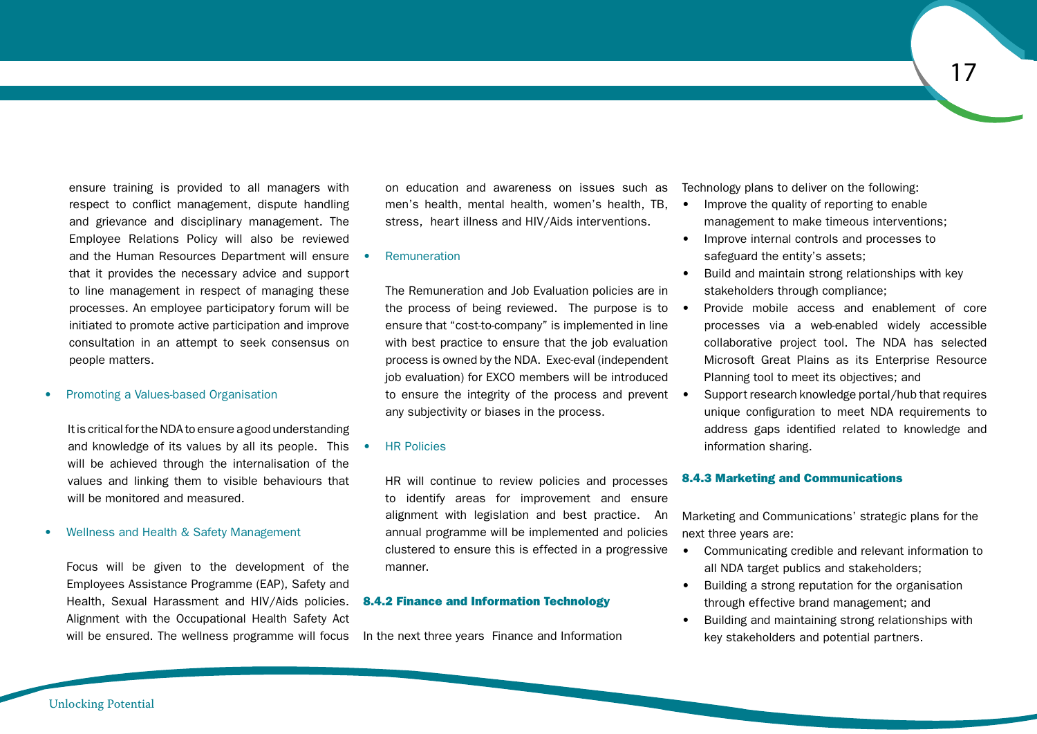ensure training is provided to all managers with respect to conflict management, dispute handling and grievance and disciplinary management. The Employee Relations Policy will also be reviewed and the Human Resources Department will ensure that it provides the necessary advice and support to line management in respect of managing these processes. An employee participatory forum will be initiated to promote active participation and improve consultation in an attempt to seek consensus on people matters.

- Promoting a Values-based Organisation

It is critical for the NDA to ensure a good understanding and knowledge of its values by all its people. This will be achieved through the internalisation of the values and linking them to visible behaviours that will be monitored and measured.

- Wellness and Health & Safety Management

Focus will be given to the development of the Employees Assistance Programme (EAP), Safety and Health, Sexual Harassment and HIV/Aids policies. Alignment with the Occupational Health Safety Act will be ensured. The wellness programme will focus on education and awareness on issues such as men's health, mental health, women's health, TB, stress, heart illness and HIV/Aids interventions.

- Remuneration

The Remuneration and Job Evaluation policies are in the process of being reviewed. The purpose is to ensure that "cost-to-company" is implemented in line with best practice to ensure that the job evaluation process is owned by the NDA. Exec-eval (independent job evaluation) for EXCO members will be introduced to ensure the integrity of the process and prevent any subjectivity or biases in the process.

- HR Policies

HR will continue to review policies and processes to identify areas for improvement and ensure alignment with legislation and best practice. An annual programme will be implemented and policies clustered to ensure this is effected in a progressive manner.

### 8.4.2 Finance and Information Technology

In the next three years Finance and Information Technology plans to deliver on the following:

- Improve the quality of reporting to enable management to make timeous interventions;
- Improve internal controls and processes to safeguard the entity's assets;
- Build and maintain strong relationships with key stakeholders through compliance;
- Provide mobile access and enablement of core processes via a web-enabled widely accessible collaborative project tool. The NDA has selected Microsoft Great Plains as its Enterprise Resource Planning tool to meet its objectives; and
- Support research knowledge portal/hub that requires unique configuration to meet NDA requirements to address gaps identified related to knowledge and information sharing.

### 8.4.3 Marketing and Communications

Marketing and Communications' strategic plans for the next three years are:

- Communicating credible and relevant information to all NDA target publics and stakeholders;
- Building a strong reputation for the organisation through effective brand management; and
- Building and maintaining strong relationships with key stakeholders and potential partners.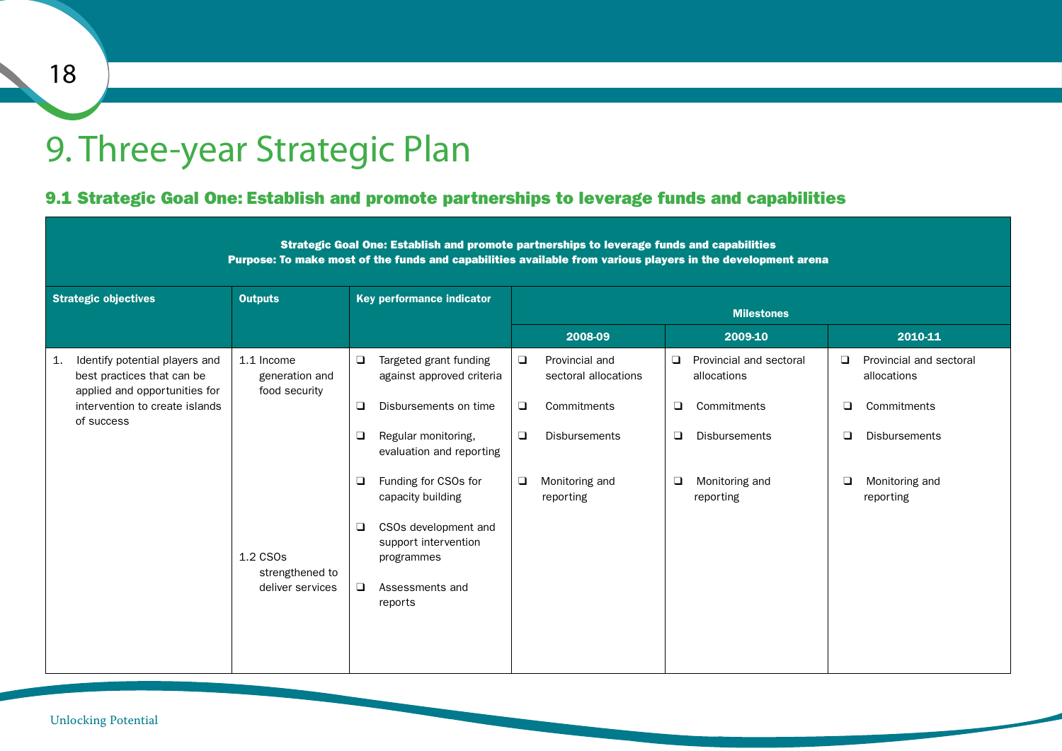# 9. Three-year Strategic Plan

## 9.1 Strategic Goal One: Establish and promote partnerships to leverage funds and capabilities

| **Strategic Goal One: Establish and promote partnerships to leverage funds and capabilities**<br>**Purpose: To make most of the funds and capabilities available from various players in the development arena** | | | | | |
|---|---|---|---|---|---|
| **Strategic objectives** | **Outputs** | **Key performance indicator** | **Milestones** | | |
| | | | **2008-09** | **2009-10** | **2010-11** |
| 1. Identify potential players and best practices that can be applied and opportunities for intervention to create islands of success | 1.1 Income generation and food security | ❑ Targeted grant funding against approved criteria<br>❑ Disbursements on time<br>❑ Regular monitoring, evaluation and reporting<br>❑ Funding for CSOs for capacity building | ❑ Provincial and sectoral allocations<br>❑ Commitments<br>❑ Disbursements<br>❑ Monitoring and reporting | ❑ Provincial and sectoral allocations<br>❑ Commitments<br>❑ Disbursements<br>❑ Monitoring and reporting | ❑ Provincial and sectoral allocations<br>❑ Commitments<br>❑ Disbursements<br>❑ Monitoring and reporting |
| | 1.2 CSOs strengthened to deliver services | ❑ CSOs development and support intervention programmes<br>❑ Assessments and reports | | | |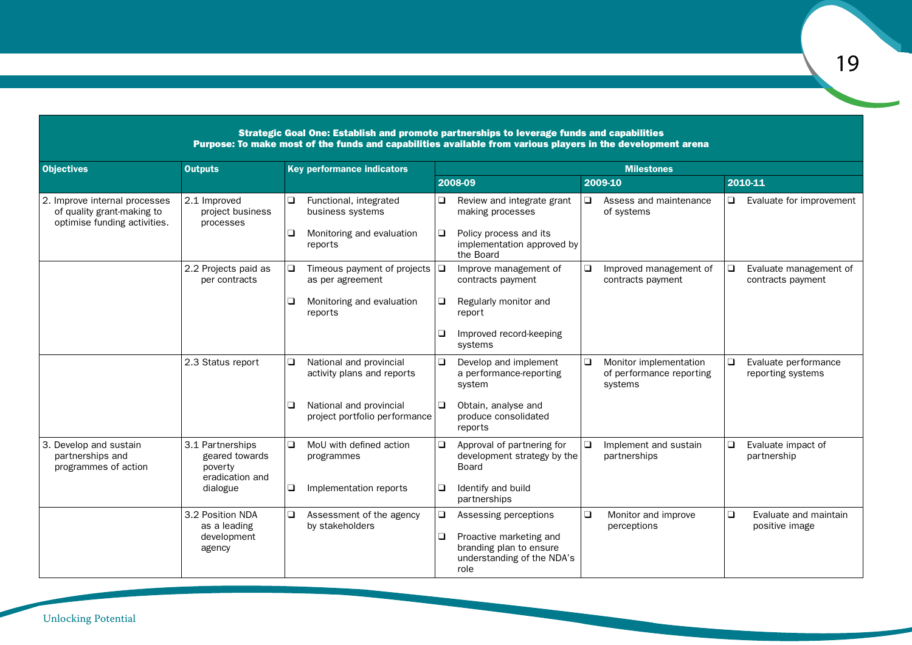| Strategic Goal One: Establish and promote partnerships to leverage funds and capabilities<br>Purpose: To make most of the funds and capabilities available from various players in the development arena | | | | | |
|---|---|---|---|---|---|
| **Objectives** | **Outputs** | **Key performance indicators** | **Milestones** | | |
| | | | **2008-09** | **2009-10** | **2010-11** |
| 2. Improve internal processes of quality grant-making to optimise funding activities. | 2.1 Improved project business processes | ❑ Functional, integrated business systems<br>❑ Monitoring and evaluation reports | ❑ Review and integrate grant making processes<br>❑ Policy process and its implementation approved by the Board | ❑ Assess and maintenance of systems | ❑ Evaluate for improvement |
| | 2.2 Projects paid as per contracts | ❑ Timeous payment of projects as per agreement<br>❑ Monitoring and evaluation reports | ❑ Improve management of contracts payment<br>❑ Regularly monitor and report<br>❑ Improved record-keeping systems | ❑ Improved management of contracts payment | ❑ Evaluate management of contracts payment |
| | 2.3 Status report | ❑ National and provincial activity plans and reports<br>❑ National and provincial project portfolio performance | ❑ Develop and implement a performance-reporting system<br>❑ Obtain, analyse and produce consolidated reports | ❑ Monitor implementation of performance reporting systems | ❑ Evaluate performance reporting systems |
| 3. Develop and sustain partnerships and programmes of action | 3.1 Partnerships geared towards poverty eradication and dialogue | ❑ MoU with defined action programmes<br>❑ Implementation reports | ❑ Approval of partnering for development strategy by the Board<br>❑ Identify and build partnerships | ❑ Implement and sustain partnerships | ❑ Evaluate impact of partnership |
| | 3.2 Position NDA as a leading development agency | ❑ Assessment of the agency by stakeholders | ❑ Assessing perceptions<br>❑ Proactive marketing and branding plan to ensure understanding of the NDA's role | ❑ Monitor and improve perceptions | ❑ Evaluate and maintain positive image |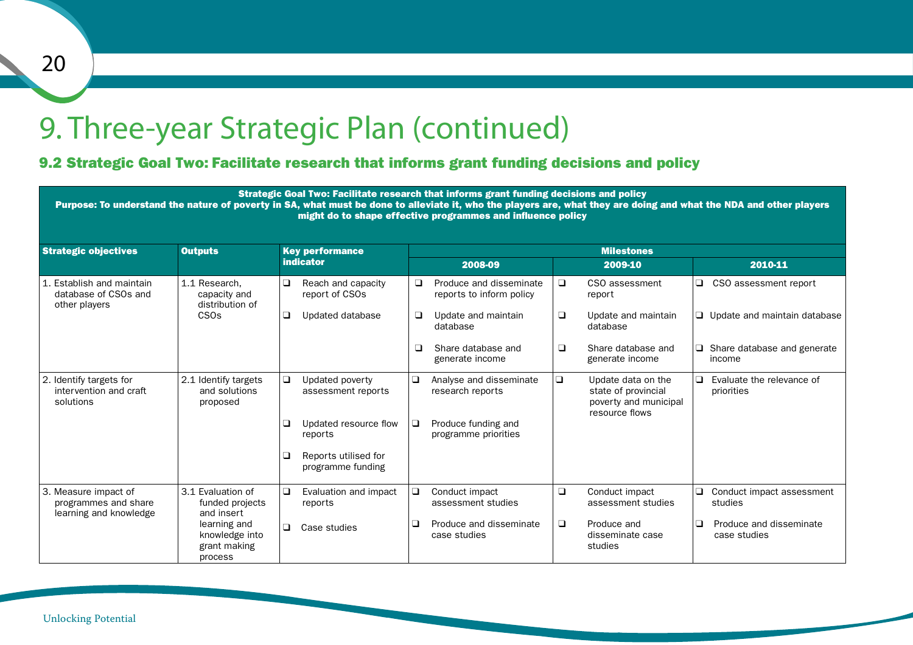# 9. Three-year Strategic Plan (continued)

### 9.2 Strategic Goal Two: Facilitate research that informs grant funding decisions and policy

| **Strategic Goal Two: Facilitate research that informs grant funding decisions and policy**<br>**Purpose: To understand the nature of poverty in SA, what must be done to alleviate it, who the players are, what they are doing and what the NDA and other players might do to shape effective programmes and influence policy** | | | | | |
|---|---|---|---|---|---|
| **Strategic objectives** | **Outputs** | **Key performance indicator** | **Milestones** | | |
| | | | **2008-09** | **2009-10** | **2010-11** |
| 1. Establish and maintain database of CSOs and other players | 1.1 Research, capacity and distribution of CSOs | ❑ Reach and capacity report of CSOs<br>❑ Updated database | ❑ Produce and disseminate reports to inform policy<br>❑ Update and maintain database<br>❑ Share database and generate income | ❑ CSO assessment report<br>❑ Update and maintain database<br>❑ Share database and generate income | ❑ CSO assessment report<br>❑ Update and maintain database<br>❑ Share database and generate income |
| 2. Identify targets for intervention and craft solutions | 2.1 Identify targets and solutions proposed | ❑ Updated poverty assessment reports<br>❑ Updated resource flow reports<br>❑ Reports utilised for programme funding | ❑ Analyse and disseminate research reports<br>❑ Produce funding and programme priorities | ❑ Update data on the state of provincial poverty and municipal resource flows | ❑ Evaluate the relevance of priorities |
| 3. Measure impact of programmes and share learning and knowledge | 3.1 Evaluation of funded projects and insert learning and knowledge into grant making process | ❑ Evaluation and impact reports<br>❑ Case studies | ❑ Conduct impact assessment studies<br>❑ Produce and disseminate case studies | ❑ Conduct impact assessment studies<br>❑ Produce and disseminate case studies | ❑ Conduct impact assessment studies<br>❑ Produce and disseminate case studies |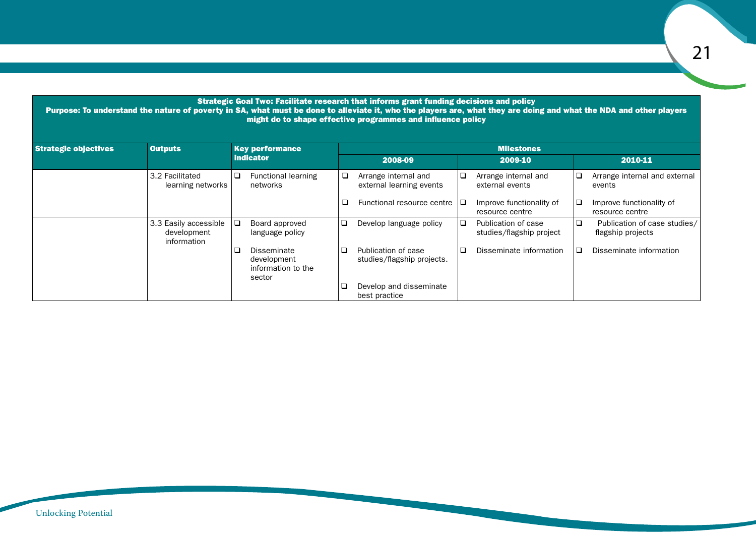**Strategic Goal Two: Facilitate research that informs grant funding decisions and policy**

**Purpose: To understand the nature of poverty in SA, what must be done to alleviate it, who the players are, what they are doing and what the NDA and other players might do to shape effective programmes and influence policy**

| Strategic objectives | Outputs | Key performance indicator | Milestones | | |
|---|---|---|---|---|---|
| | | | 2008-09 | 2009-10 | 2010-11 |
| | 3.2 Facilitated learning networks | ❑ Functional learning networks | ❑ Arrange internal and external learning events<br><br>❑ Functional resource centre | ❑ Arrange internal and external events<br><br>❑ Improve functionality of resource centre | ❑ Arrange internal and external events<br><br>❑ Improve functionality of resource centre |
| | 3.3 Easily accessible development information | ❑ Board approved language policy<br><br>❑ Disseminate development information to the sector | ❑ Develop language policy<br><br>❑ Publication of case studies/flagship projects.<br><br>❑ Develop and disseminate best practice | ❑ Publication of case studies/flagship project<br><br>❑ Disseminate information | ❑ Publication of case studies/ flagship projects<br><br>❑ Disseminate information |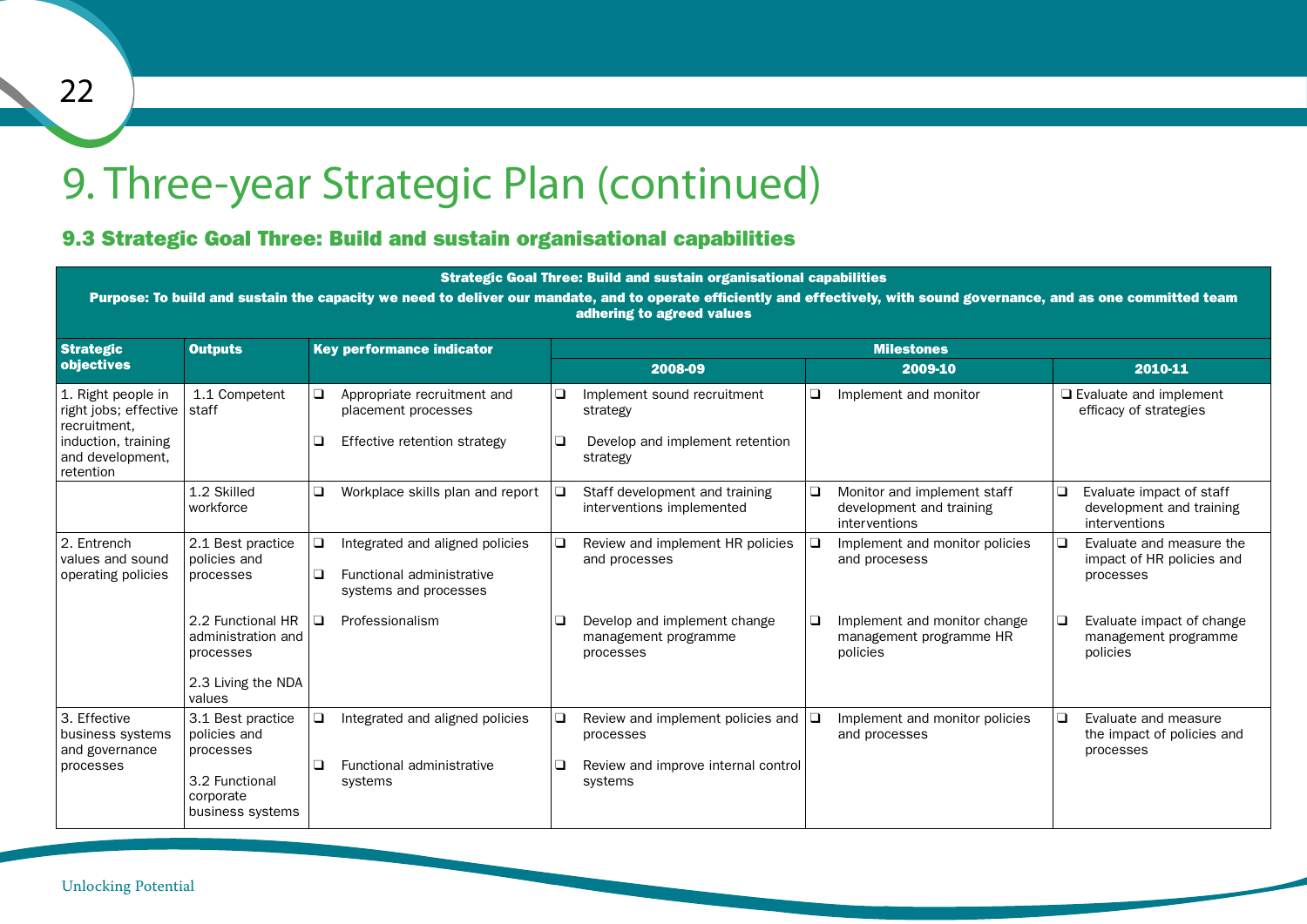# 9. Three-year Strategic Plan (continued)

## 9.3 Strategic Goal Three: Build and sustain organisational capabilities

| **Strategic Goal Three: Build and sustain organisational capabilities**<br>**Purpose: To build and sustain the capacity we need to deliver our mandate, and to operate efficiently and effectively, with sound governance, and as one committed team adhering to agreed values** | | | | | |
|---|---|---|---|---|---|
| **Strategic objectives** | **Outputs** | **Key performance indicator** | **Milestones** | | |
| | | | **2008-09** | **2009-10** | **2010-11** |
| 1. Right people in right jobs; effective recruitment, induction, training and development, retention | 1.1 Competent staff | ❑ Appropriate recruitment and placement processes<br>❑ Effective retention strategy | ❑ Implement sound recruitment strategy<br>❑ Develop and implement retention strategy | ❑ Implement and monitor | ❑ Evaluate and implement efficacy of strategies |
| | 1.2 Skilled workforce | ❑ Workplace skills plan and report | ❑ Staff development and training interventions implemented | ❑ Monitor and implement staff development and training interventions | ❑ Evaluate impact of staff development and training interventions |
| 2. Entrench values and sound operating policies | 2.1 Best practice policies and processes | ❑ Integrated and aligned policies<br>❑ Functional administrative systems and processes | ❑ Review and implement HR policies and processes | ❑ Implement and monitor policies and processes | ❑ Evaluate and measure the impact of HR policies and processes |
| | 2.2 Functional HR administration and processes<br>2.3 Living the NDA values | ❑ Professionalism | ❑ Develop and implement change management programme processes | ❑ Implement and monitor change management programme HR policies | ❑ Evaluate impact of change management programme policies |
| 3. Effective business systems and governance processes | 3.1 Best practice policies and processes<br>3.2 Functional corporate business systems | ❑ Integrated and aligned policies<br>❑ Functional administrative systems | ❑ Review and implement policies and processes<br>❑ Review and improve internal control systems | ❑ Implement and monitor policies and processes | ❑ Evaluate and measure the impact of policies and processes |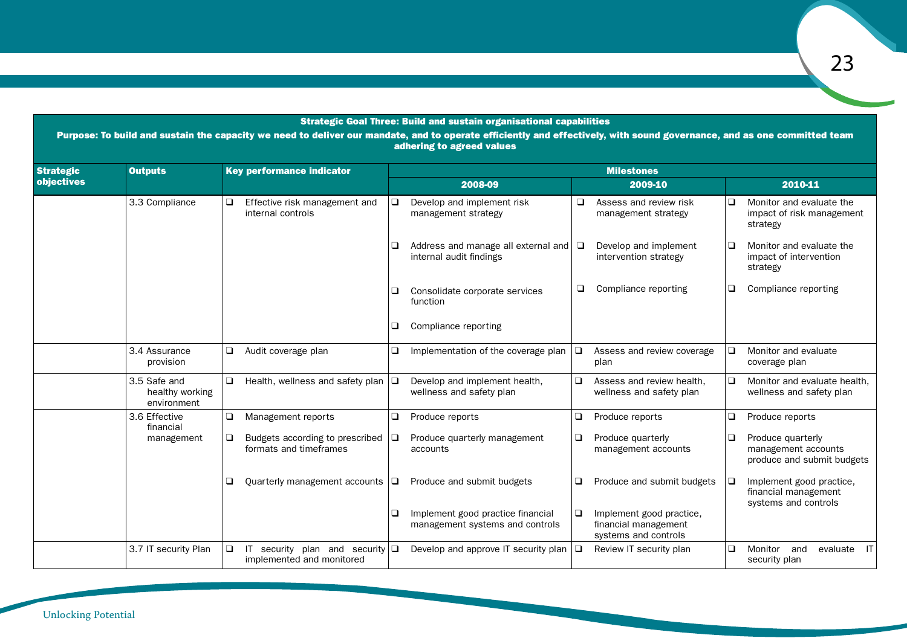| Strategic Goal Three: Build and sustain organisational capabilities | | | | | |
|---|---|---|---|---|---|
| **Purpose: To build and sustain the capacity we need to deliver our mandate, and to operate efficiently and effectively, with sound governance, and as one committed team adhering to agreed values** | | | | | |
| **Strategic objectives** | **Outputs** | **Key performance indicator** | **Milestones** | | |
| | | | **2008-09** | **2009-10** | **2010-11** |
| | 3.3 Compliance | ❑ Effective risk management and internal controls | ❑ Develop and implement risk management strategy<br>❑ Address and manage all external and internal audit findings<br>❑ Consolidate corporate services function<br>❑ Compliance reporting | ❑ Assess and review risk management strategy<br>❑ Develop and implement intervention strategy<br>❑ Compliance reporting | ❑ Monitor and evaluate the impact of risk management strategy<br>❑ Monitor and evaluate the impact of intervention strategy<br>❑ Compliance reporting |
| | 3.4 Assurance provision | ❑ Audit coverage plan | ❑ Implementation of the coverage plan | ❑ Assess and review coverage plan | ❑ Monitor and evaluate coverage plan |
| | 3.5 Safe and healthy working environment | ❑ Health, wellness and safety plan | ❑ Develop and implement health, wellness and safety plan | ❑ Assess and review health, wellness and safety plan | ❑ Monitor and evaluate health, wellness and safety plan |
| | 3.6 Effective financial management | ❑ Management reports<br>❑ Budgets according to prescribed formats and timeframes<br>❑ Quarterly management accounts | ❑ Produce reports<br>❑ Produce quarterly management accounts<br>❑ Produce and submit budgets<br>❑ Implement good practice financial management systems and controls | ❑ Produce reports<br>❑ Produce quarterly management accounts<br>❑ Produce and submit budgets<br>❑ Implement good practice, financial management systems and controls | ❑ Produce reports<br>❑ Produce quarterly management accounts produce and submit budgets<br>❑ Implement good practice, financial management systems and controls |
| | 3.7 IT security Plan | ❑ IT security plan and security implemented and monitored | ❑ Develop and approve IT security plan | ❑ Review IT security plan | ❑ Monitor and evaluate IT security plan |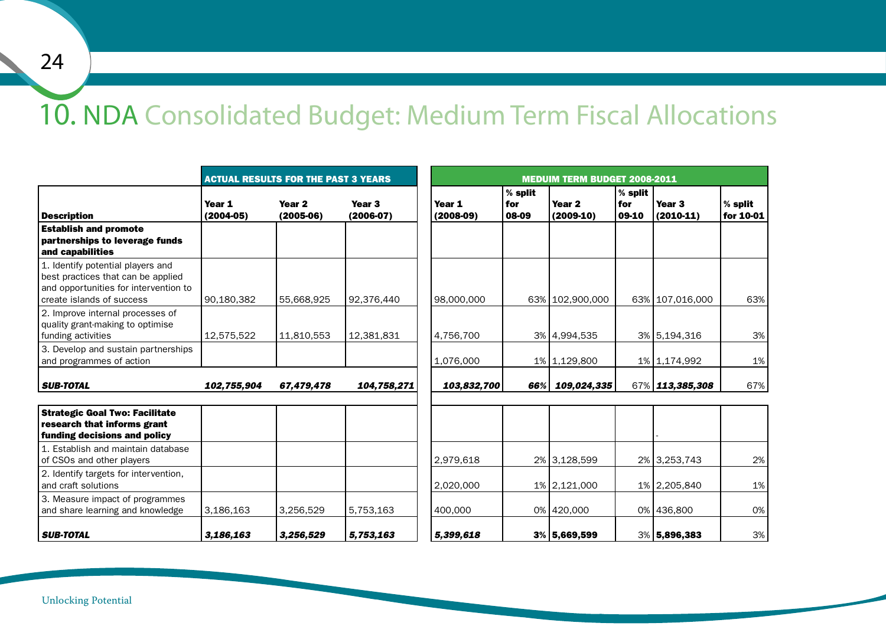# 10. NDA Consolidated Budget: Medium Term Fiscal Allocations

| | ACTUAL RESULTS FOR THE PAST 3 YEARS | | | MEDUIM TERM BUDGET 2008-2011 | | | | | |
|---|---|---|---|---|---|---|---|---|---|
| **Description** | **Year 1 (2004-05)** | **Year 2 (2005-06)** | **Year 3 (2006-07)** | **Year 1 (2008-09)** | **% split for 08-09** | **Year 2 (2009-10)** | **% split for 09-10** | **Year 3 (2010-11)** | **% split for 10-01** |
| **Establish and promote partnerships to leverage funds and capabilities** | | | | | | | | | |
| 1. Identify potential players and best practices that can be applied and opportunities for intervention to create islands of success | 90,180,382 | 55,668,925 | 92,376,440 | 98,000,000 | 63% | 102,900,000 | 63% | 107,016,000 | 63% |
| 2. Improve internal processes of quality grant-making to optimise funding activities | 12,575,522 | 11,810,553 | 12,381,831 | 4,756,700 | 3% | 4,994,535 | 3% | 5,194,316 | 3% |
| 3. Develop and sustain partnerships and programmes of action | | | | 1,076,000 | 1% | 1,129,800 | 1% | 1,174,992 | 1% |
| ***SUB-TOTAL*** | ***102,755,904*** | ***67,479,478*** | ***104,758,271*** | ***103,832,700*** | ***66%*** | ***109,024,335*** | 67% | ***113,385,308*** | 67% |
| **Strategic Goal Two: Facilitate research that informs grant funding decisions and policy** | | | | | | | | - | |
| 1. Establish and maintain database of CSOs and other players | | | | 2,979,618 | 2% | 3,128,599 | 2% | 3,253,743 | 2% |
| 2. Identify targets for intervention, and craft solutions | | | | 2,020,000 | 1% | 2,121,000 | 1% | 2,205,840 | 1% |
| 3. Measure impact of programmes and share learning and knowledge | 3,186,163 | 3,256,529 | 5,753,163 | 400,000 | 0% | 420,000 | 0% | 436,800 | 0% |
| ***SUB-TOTAL*** | ***3,186,163*** | ***3,256,529*** | ***5,753,163*** | ***5,399,618*** | **3%** | **5,669,599** | 3% | **5,896,383** | 3% |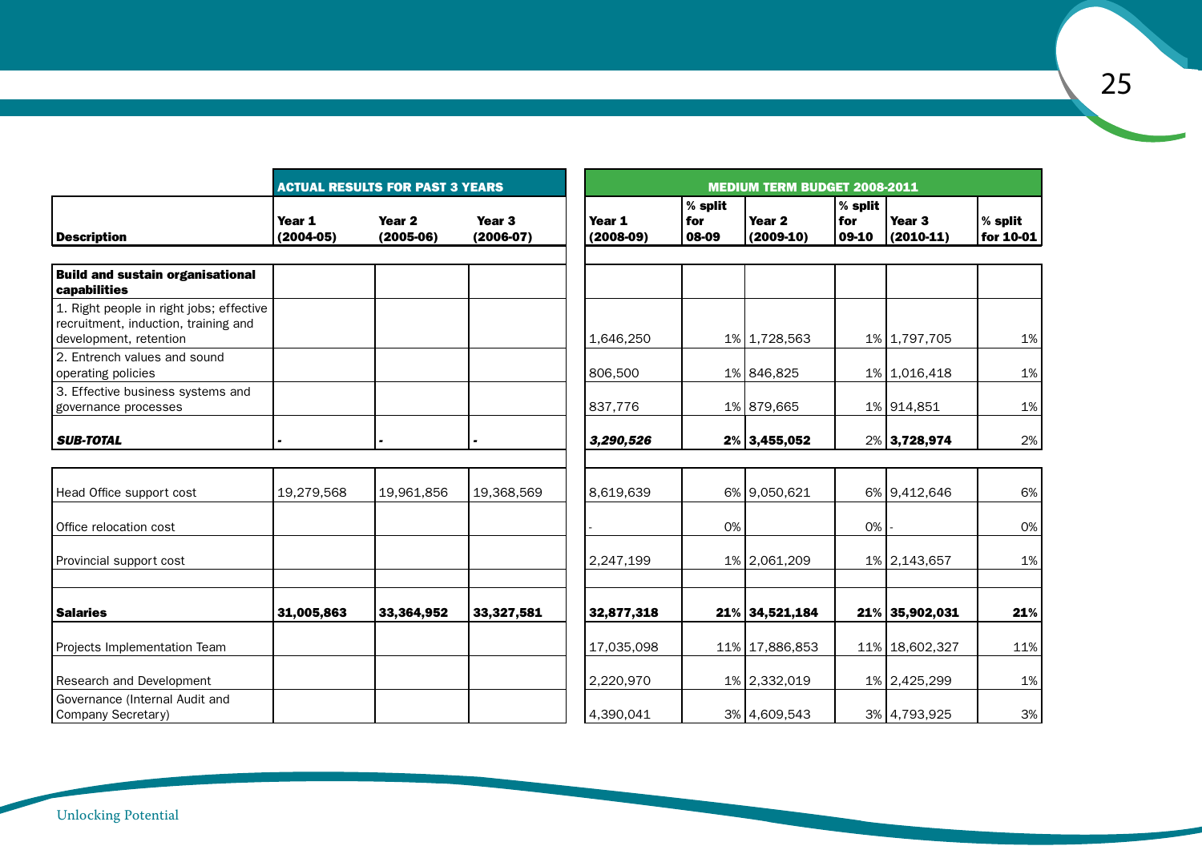| Description | ACTUAL RESULTS FOR PAST 3 YEARS | | | MEDIUM TERM BUDGET 2008-2011 | | | | | |
|---|---|---|---|---|---|---|---|---|---|
| | **Year 1 (2004-05)** | **Year 2 (2005-06)** | **Year 3 (2006-07)** | **Year 1 (2008-09)** | **% split for 08-09** | **Year 2 (2009-10)** | **% split for 09-10** | **Year 3 (2010-11)** | **% split for 10-01** |
| **Build and sustain organisational capabilities** | | | | | | | | | |
| 1. Right people in right jobs; effective recruitment, induction, training and development, retention | | | | 1,646,250 | 1% | 1,728,563 | 1% | 1,797,705 | 1% |
| 2. Entrench values and sound operating policies | | | | 806,500 | 1% | 846,825 | 1% | 1,016,418 | 1% |
| 3. Effective business systems and governance processes | | | | 837,776 | 1% | 879,665 | 1% | 914,851 | 1% |
| ***SUB-TOTAL*** | **-** | **-** | **-** | ***3,290,526*** | **2%** | **3,455,052** | 2% | **3,728,974** | 2% |
| Head Office support cost | 19,279,568 | 19,961,856 | 19,368,569 | 8,619,639 | 6% | 9,050,621 | 6% | 9,412,646 | 6% |
| Office relocation cost | | | | - | 0% | | 0% | - | 0% |
| Provincial support cost | | | | 2,247,199 | 1% | 2,061,209 | 1% | 2,143,657 | 1% |
| **Salaries** | **31,005,863** | **33,364,952** | **33,327,581** | **32,877,318** | **21%** | **34,521,184** | **21%** | **35,902,031** | **21%** |
| Projects Implementation Team | | | | 17,035,098 | 11% | 17,886,853 | 11% | 18,602,327 | 11% |
| Research and Development | | | | 2,220,970 | 1% | 2,332,019 | 1% | 2,425,299 | 1% |
| Governance (Internal Audit and Company Secretary) | | | | 4,390,041 | 3% | 4,609,543 | 3% | 4,793,925 | 3% |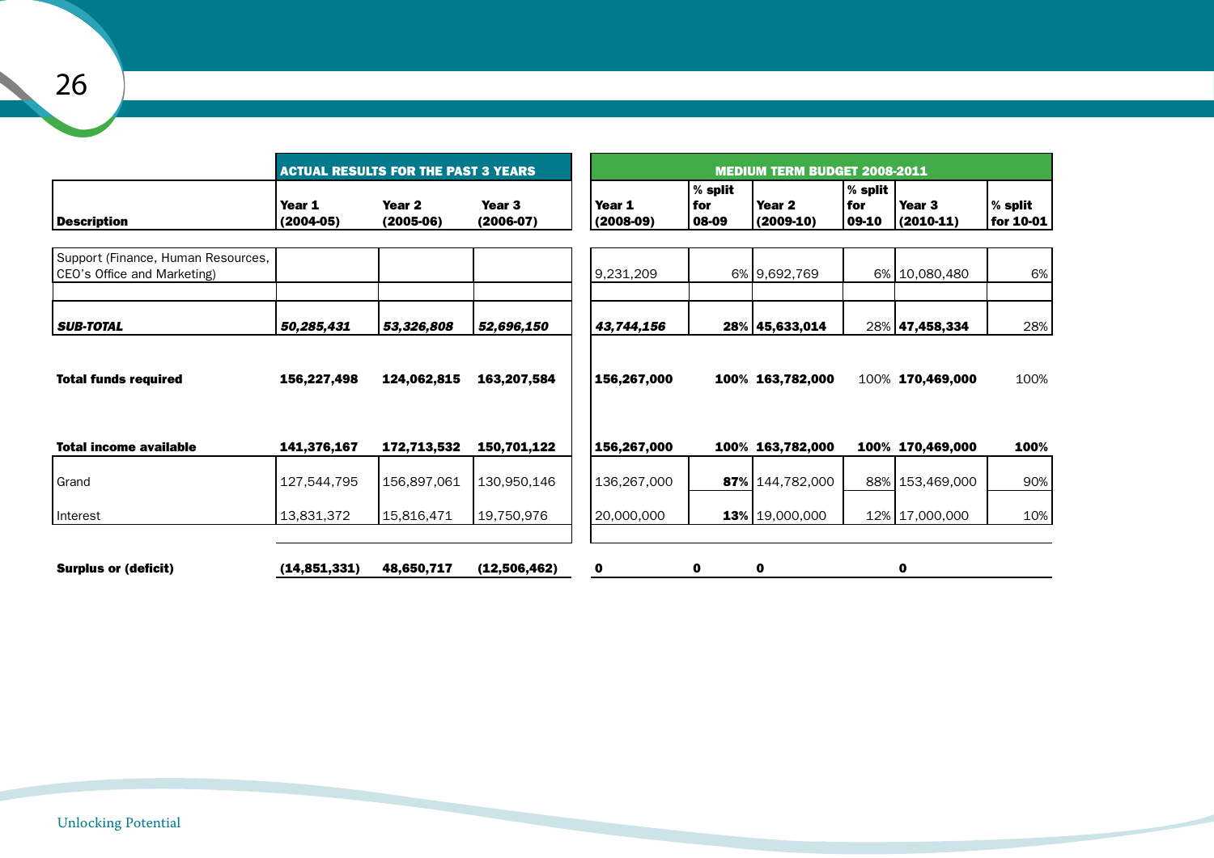| Description | ACTUAL RESULTS FOR THE PAST 3 YEARS | | | MEDIUM TERM BUDGET 2008-2011 | | | | | |
|---|---|---|---|---|---|---|---|---|---|
| | Year 1 (2004-05) | Year 2 (2005-06) | Year 3 (2006-07) | Year 1 (2008-09) | % split for 08-09 | Year 2 (2009-10) | % split for 09-10 | Year 3 (2010-11) | % split for 10-01 |
| Support (Finance, Human Resources, CEO's Office and Marketing) | | | | 9,231,209 | 6% | 9,692,769 | 6% | 10,080,480 | 6% |
| ***SUB-TOTAL*** | ***50,285,431*** | ***53,326,808*** | ***52,696,150*** | ***43,744,156*** | **28%** | **45,633,014** | 28% | **47,458,334** | 28% |
| **Total funds required** | **156,227,498** | **124,062,815** | **163,207,584** | **156,267,000** | **100%** | **163,782,000** | 100% | **170,469,000** | 100% |
| **Total income available** | **141,376,167** | **172,713,532** | **150,701,122** | **156,267,000** | **100%** | **163,782,000** | **100%** | **170,469,000** | **100%** |
| Grand | 127,544,795 | 156,897,061 | 130,950,146 | 136,267,000 | **87%** | 144,782,000 | 88% | 153,469,000 | 90% |
| Interest | 13,831,372 | 15,816,471 | 19,750,976 | 20,000,000 | **13%** | 19,000,000 | 12% | 17,000,000 | 10% |
| **Surplus or (deficit)** | **(14,851,331)** | **48,650,717** | **(12,506,462)** | **0** | **0** | **0** | | **0** | |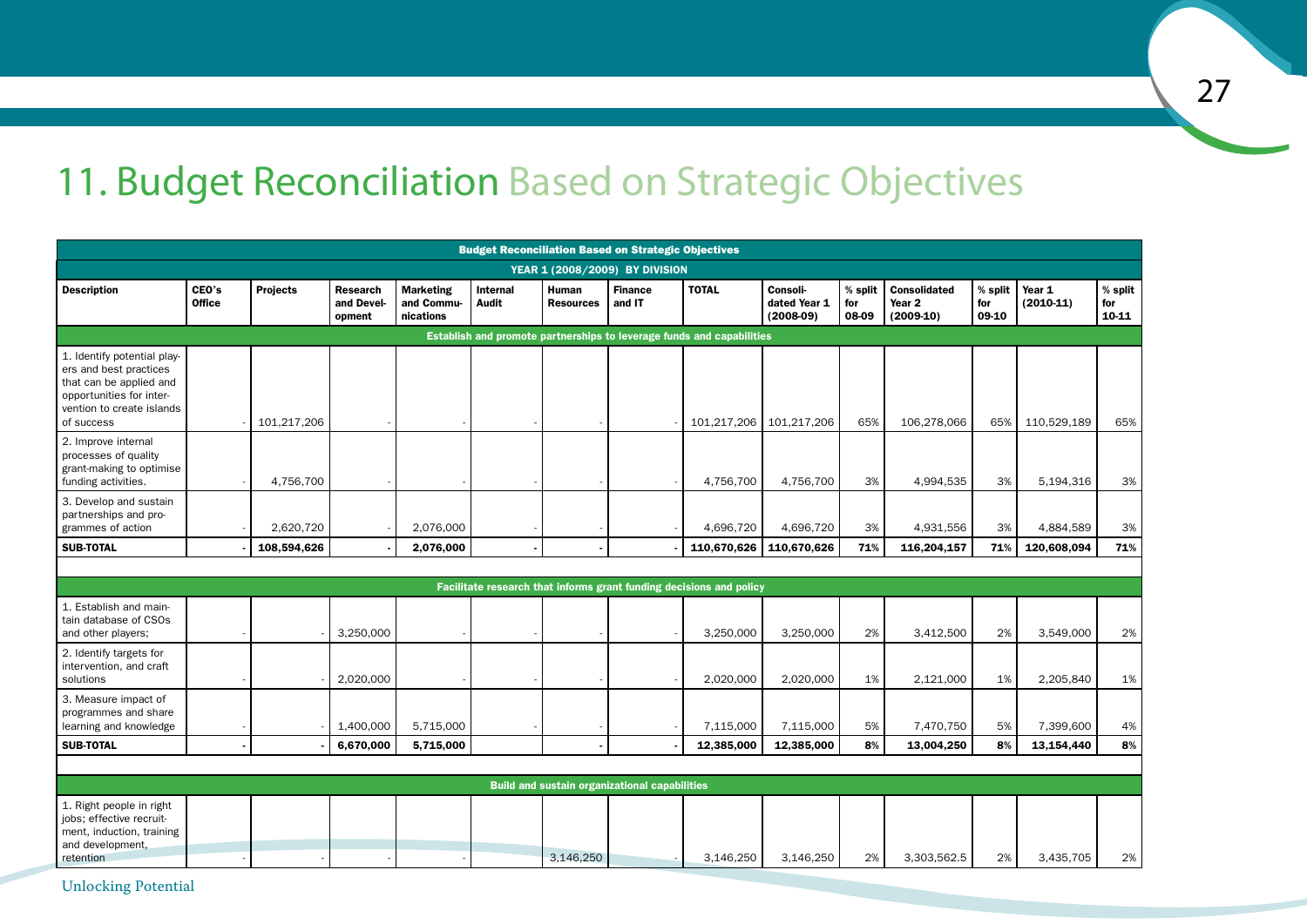# 11. Budget Reconciliation Based on Strategic Objectives

| Budget Reconciliation Based on Strategic Objectives | | | | | | | | | | | | | | |
|---|---|---|---|---|---|---|---|---|---|---|---|---|---|---|
| YEAR 1 (2008/2009) BY DIVISION | | | | | | | | | | | | | | |
| **Description** | **CEO's Office** | **Projects** | **Research and Development** | **Marketing and Communications** | **Internal Audit** | **Human Resources** | **Finance and IT** | **TOTAL** | **Consolidated Year 1 (2008-09)** | **% split for 08-09** | **Consolidated Year 2 (2009-10)** | **% split for 09-10** | **Year 1 (2010-11)** | **% split for 10-11** |
| **Establish and promote partnerships to leverage funds and capabilities** | | | | | | | | | | | | | | |
| 1. Identify potential players and best practices that can be applied and opportunities for intervention to create islands of success | - | 101,217,206 | - | - | - | - | - | 101,217,206 | 101,217,206 | 65% | 106,278,066 | 65% | 110,529,189 | 65% |
| 2. Improve internal processes of quality grant-making to optimise funding activities. | - | 4,756,700 | - | - | - | - | - | 4,756,700 | 4,756,700 | 3% | 4,994,535 | 3% | 5,194,316 | 3% |
| 3. Develop and sustain partnerships and programmes of action | - | 2,620,720 | - | 2,076,000 | - | - | - | 4,696,720 | 4,696,720 | 3% | 4,931,556 | 3% | 4,884,589 | 3% |
| **SUB-TOTAL** | **-** | **108,594,626** | **-** | **2,076,000** | **-** | **-** | **-** | **110,670,626** | **110,670,626** | **71%** | **116,204,157** | **71%** | **120,608,094** | **71%** |
| **Facilitate research that informs grant funding decisions and policy** | | | | | | | | | | | | | | |
| 1. Establish and maintain database of CSOs and other players; | - | - | 3,250,000 | - | - | - | - | 3,250,000 | 3,250,000 | 2% | 3,412,500 | 2% | 3,549,000 | 2% |
| 2. Identify targets for intervention, and craft solutions | - | - | 2,020,000 | - | - | - | - | 2,020,000 | 2,020,000 | 1% | 2,121,000 | 1% | 2,205,840 | 1% |
| 3. Measure impact of programmes and share learning and knowledge | - | - | 1,400,000 | 5,715,000 | - | - | - | 7,115,000 | 7,115,000 | 5% | 7,470,750 | 5% | 7,399,600 | 4% |
| **SUB-TOTAL** | **-** | **-** | **6,670,000** | **5,715,000** | | **-** | **-** | **12,385,000** | **12,385,000** | **8%** | **13,004,250** | **8%** | **13,154,440** | **8%** |
| **Build and sustain organizational capabilities** | | | | | | | | | | | | | | |
| 1. Right people in right jobs; effective recruitment, induction, training and development, retention | - | - | - | - | | 3,146,250 | - | 3,146,250 | 3,146,250 | 2% | 3,303,562.5 | 2% | 3,435,705 | 2% |

Unlocking Potential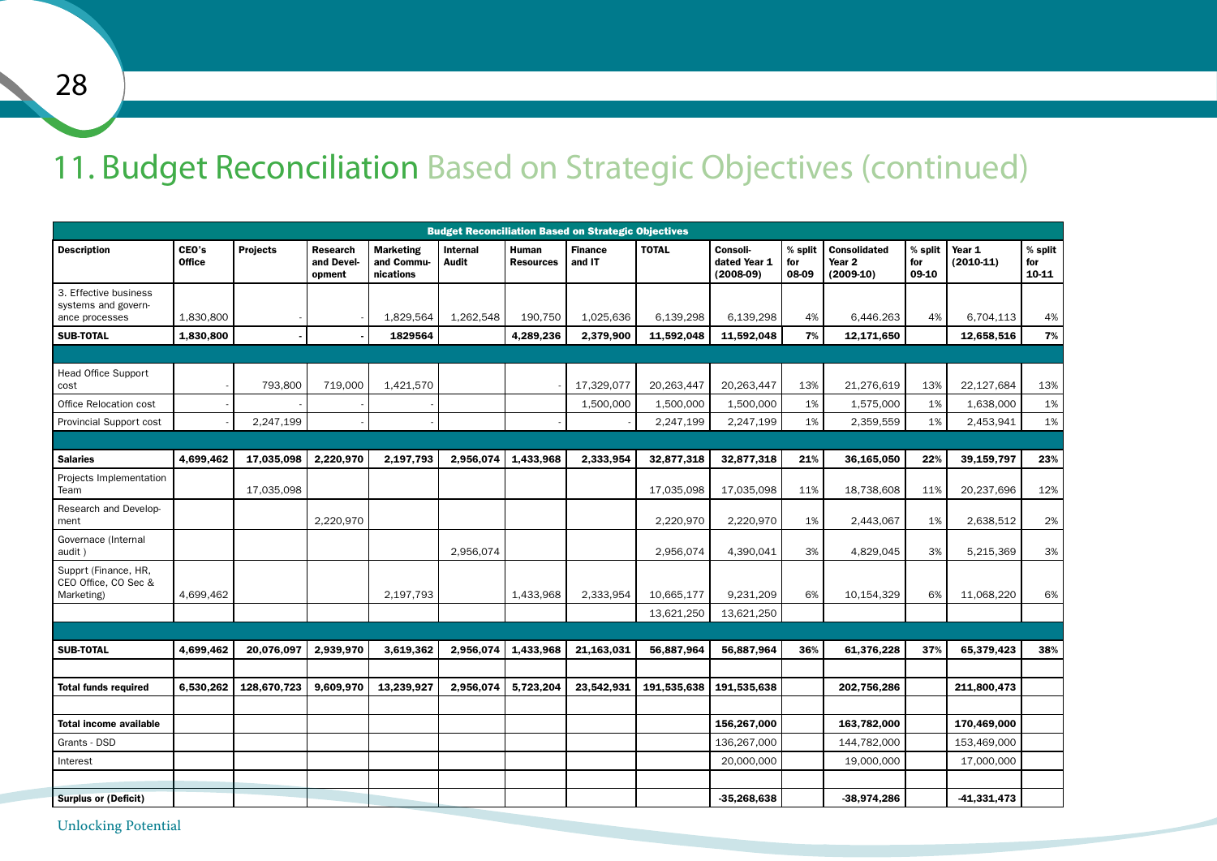# 11. Budget Reconciliation Based on Strategic Objectives (continued)

| Budget Reconciliation Based on Strategic Objectives | | | | | | | | | | | | | | |
|---|---|---|---|---|---|---|---|---|---|---|---|---|---|---|
| **Description** | **CEO's Office** | **Projects** | **Research and Development** | **Marketing and Communications** | **Internal Audit** | **Human Resources** | **Finance and IT** | **TOTAL** | **Consolidated Year 1 (2008-09)** | **% split for 08-09** | **Consolidated Year 2 (2009-10)** | **% split for 09-10** | **Year 1 (2010-11)** | **% split for 10-11** |
| 3. Effective business systems and governance processes | 1,830,800 | - | - | 1,829,564 | 1,262,548 | 190,750 | 1,025,636 | 6,139,298 | 6,139,298 | 4% | 6,446.263 | 4% | 6,704,113 | 4% |
| **SUB-TOTAL** | **1,830,800** | **-** | **-** | **1829564** | | **4,289,236** | **2,379,900** | **11,592,048** | **11,592,048** | **7%** | **12,171,650** | | **12,658,516** | **7%** |
| | | | | | | | | | | | | | | |
| Head Office Support cost | - | 793,800 | 719,000 | 1,421,570 | | | - | 17,329,077 | 20,263,447 | 20,263,447 | 13% | 21,276,619 | 13% | 22,127,684 | 13% |
| Office Relocation cost | - | - | - | - | | | 1,500,000 | 1,500,000 | 1,500,000 | 1% | 1,575,000 | 1% | 1,638,000 | 1% |
| Provincial Support cost | - | 2,247,199 | - | - | | - | - | 2,247,199 | 2,247,199 | 1% | 2,359,559 | 1% | 2,453,941 | 1% |
| | | | | | | | | | | | | | | |
| **Salaries** | **4,699,462** | **17,035,098** | **2,220,970** | **2,197,793** | **2,956,074** | **1,433,968** | **2,333,954** | **32,877,318** | **32,877,318** | **21%** | **36,165,050** | **22%** | **39,159,797** | **23%** |
| Projects Implementation Team | | 17,035,098 | | | | | | 17,035,098 | 17,035,098 | 11% | 18,738,608 | 11% | 20,237,696 | 12% |
| Research and Development | | | 2,220,970 | | | | | 2,220,970 | 2,220,970 | 1% | 2,443,067 | 1% | 2,638,512 | 2% |
| Governace (Internal audit ) | | | | | 2,956,074 | | | 2,956,074 | 4,390,041 | 3% | 4,829,045 | 3% | 5,215,369 | 3% |
| Supprt (Finance, HR, CEO Office, CO Sec & Marketing) | 4,699,462 | | | 2,197,793 | | 1,433,968 | 2,333,954 | 10,665,177 | 9,231,209 | 6% | 10,154,329 | 6% | 11,068,220 | 6% |
| | | | | | | | | 13,621,250 | 13,621,250 | | | | | |
| | | | | | | | | | | | | | | |
| **SUB-TOTAL** | **4,699,462** | **20,076,097** | **2,939,970** | **3,619,362** | **2,956,074** | **1,433,968** | **21,163,031** | **56,887,964** | **56,887,964** | **36%** | **61,376,228** | **37%** | **65,379,423** | **38%** |
| | | | | | | | | | | | | | | |
| **Total funds required** | **6,530,262** | **128,670,723** | **9,609,970** | **13,239,927** | **2,956,074** | **5,723,204** | **23,542,931** | **191,535,638** | **191,535,638** | | **202,756,286** | | **211,800,473** | |
| | | | | | | | | | | | | | | |
| **Total income available** | | | | | | | | | **156,267,000** | | **163,782,000** | | **170,469,000** | |
| Grants - DSD | | | | | | | | | 136,267,000 | | 144,782,000 | | 153,469,000 | |
| Interest | | | | | | | | | 20,000,000 | | 19,000,000 | | 17,000,000 | |
| | | | | | | | | | | | | | | |
| **Surplus or (Deficit)** | | | | | | | | | **-35,268,638** | | **-38,974,286** | | **-41,331,473** | |

Unlocking Potential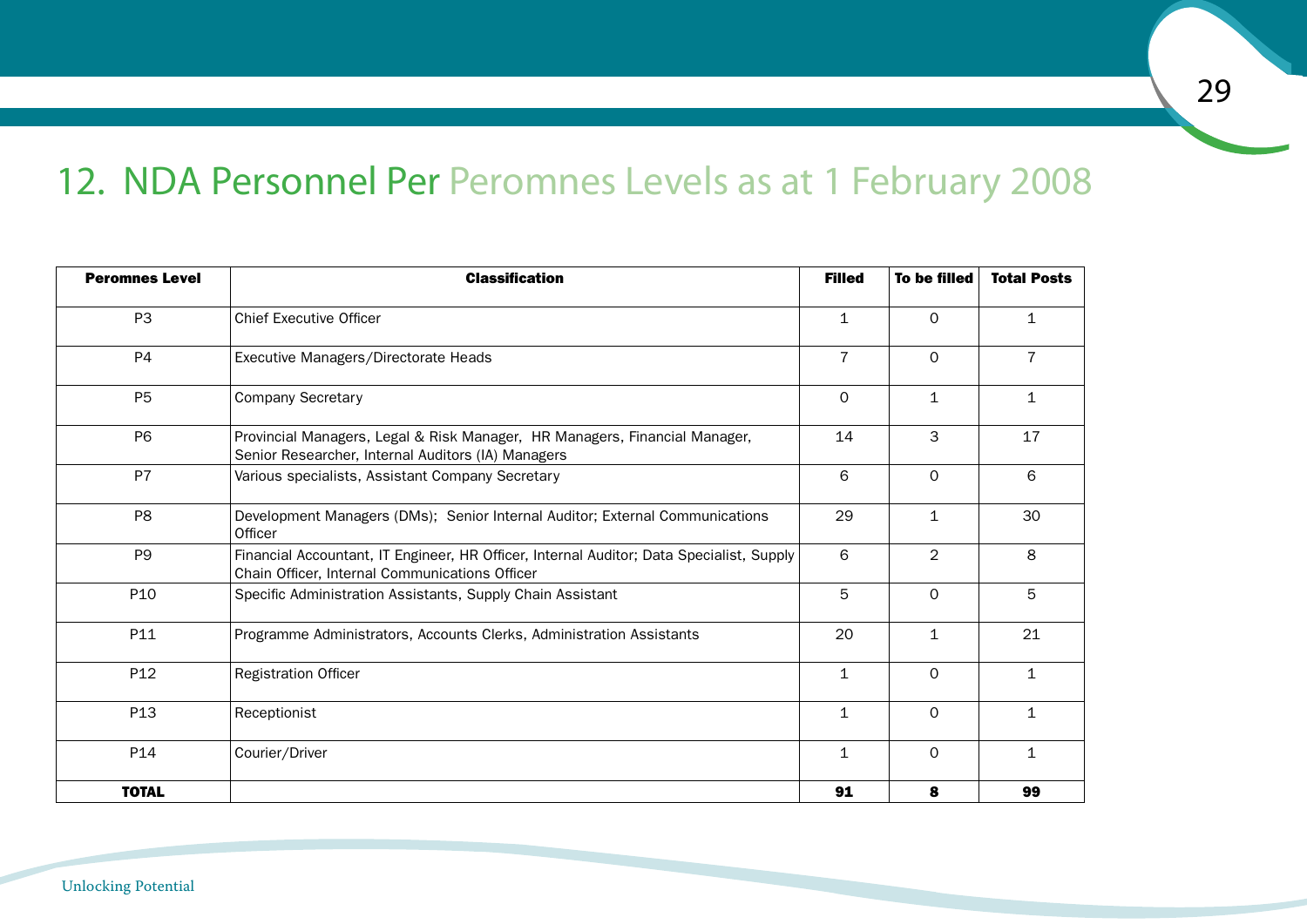## 12. NDA Personnel Per Peromnes Levels as at 1 February 2008

| Peromnes Level | Classification | Filled | To be filled | Total Posts |
|---|---|---|---|---|
| P3 | Chief Executive Officer | 1 | 0 | 1 |
| P4 | Executive Managers/Directorate Heads | 7 | 0 | 7 |
| P5 | Company Secretary | 0 | 1 | 1 |
| P6 | Provincial Managers, Legal & Risk Manager, HR Managers, Financial Manager, Senior Researcher, Internal Auditors (IA) Managers | 14 | 3 | 17 |
| P7 | Various specialists, Assistant Company Secretary | 6 | 0 | 6 |
| P8 | Development Managers (DMs); Senior Internal Auditor; External Communications Officer | 29 | 1 | 30 |
| P9 | Financial Accountant, IT Engineer, HR Officer, Internal Auditor; Data Specialist, Supply Chain Officer, Internal Communications Officer | 6 | 2 | 8 |
| P10 | Specific Administration Assistants, Supply Chain Assistant | 5 | 0 | 5 |
| P11 | Programme Administrators, Accounts Clerks, Administration Assistants | 20 | 1 | 21 |
| P12 | Registration Officer | 1 | 0 | 1 |
| P13 | Receptionist | 1 | 0 | 1 |
| P14 | Courier/Driver | 1 | 0 | 1 |
| **TOTAL** | | **91** | **8** | **99** |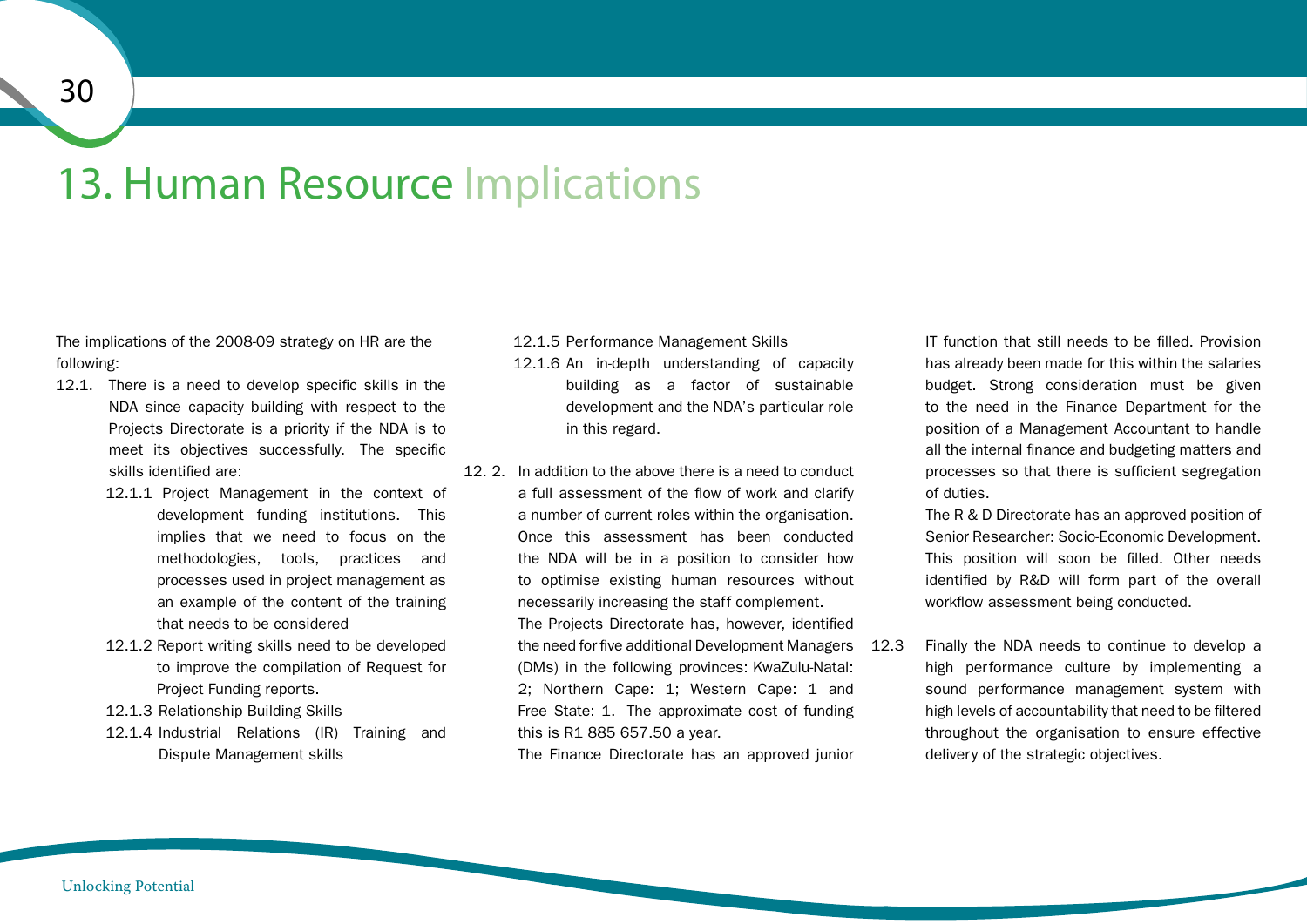# 13. Human Resource Implications

The implications of the 2008-09 strategy on HR are the following:

12.1. There is a need to develop specific skills in the NDA since capacity building with respect to the Projects Directorate is a priority if the NDA is to meet its objectives successfully. The specific skills identified are:

- 12.1.1 Project Management in the context of development funding institutions. This implies that we need to focus on the methodologies, tools, practices and processes used in project management as an example of the content of the training that needs to be considered
- 12.1.2 Report writing skills need to be developed to improve the compilation of Request for Project Funding reports.
- 12.1.3 Relationship Building Skills
- 12.1.4 Industrial Relations (IR) Training and Dispute Management skills
- 12.1.5 Performance Management Skills
- 12.1.6 An in-depth understanding of capacity building as a factor of sustainable development and the NDA's particular role in this regard.

12. 2. In addition to the above there is a need to conduct a full assessment of the flow of work and clarify a number of current roles within the organisation. Once this assessment has been conducted the NDA will be in a position to consider how to optimise existing human resources without necessarily increasing the staff complement.

The Projects Directorate has, however, identified the need for five additional Development Managers (DMs) in the following provinces: KwaZulu-Natal: 2; Northern Cape: 1; Western Cape: 1 and Free State: 1. The approximate cost of funding this is R1 885 657.50 a year.

The Finance Directorate has an approved junior IT function that still needs to be filled. Provision has already been made for this within the salaries budget. Strong consideration must be given to the need in the Finance Department for the position of a Management Accountant to handle all the internal finance and budgeting matters and processes so that there is sufficient segregation of duties.

The R & D Directorate has an approved position of Senior Researcher: Socio-Economic Development. This position will soon be filled. Other needs identified by R&D will form part of the overall workflow assessment being conducted.

12.3 Finally the NDA needs to continue to develop a high performance culture by implementing a sound performance management system with high levels of accountability that need to be filtered throughout the organisation to ensure effective delivery of the strategic objectives.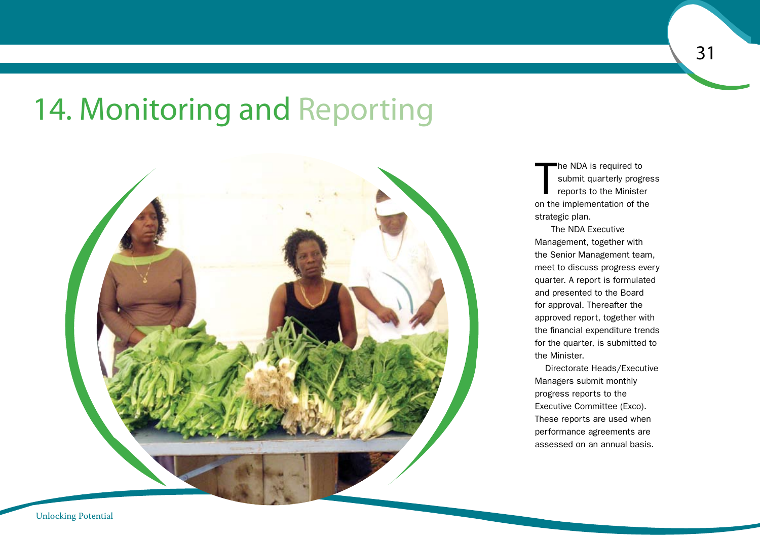# 14. Monitoring and Reporting

The NDA is required to submit quarterly progress reports to the Minister on the implementation of the strategic plan.

The NDA Executive Management, together with the Senior Management team, meet to discuss progress every quarter. A report is formulated and presented to the Board for approval. Thereafter the approved report, together with the financial expenditure trends for the quarter, is submitted to the Minister.

Directorate Heads/Executive Managers submit monthly progress reports to the Executive Committee (Exco). These reports are used when performance agreements are assessed on an annual basis.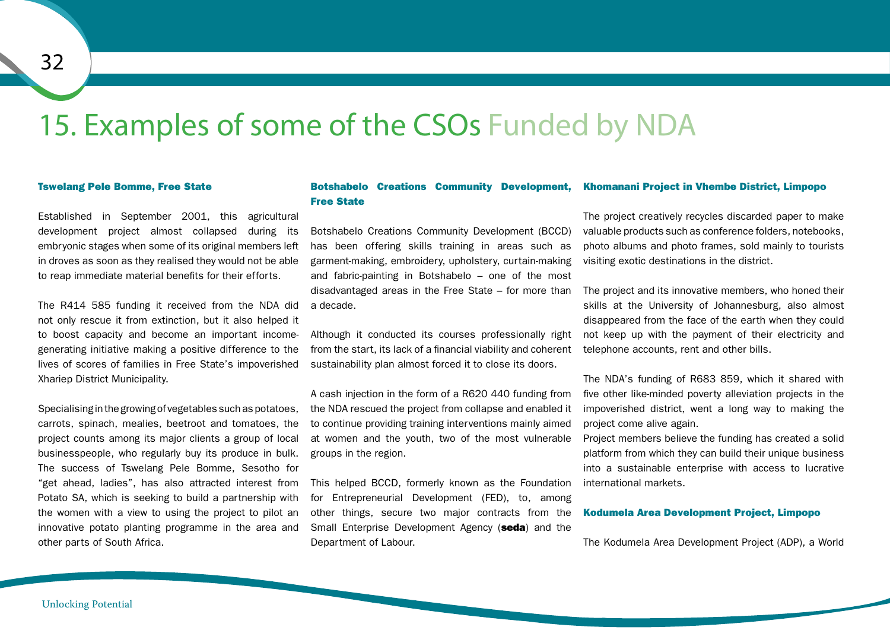# 15. Examples of some of the CSOs Funded by NDA

### Tswelang Pele Bomme, Free State

Established in September 2001, this agricultural development project almost collapsed during its embryonic stages when some of its original members left in droves as soon as they realised they would not be able to reap immediate material benefits for their efforts.

The R414 585 funding it received from the NDA did not only rescue it from extinction, but it also helped it to boost capacity and become an important income-generating initiative making a positive difference to the lives of scores of families in Free State's impoverished Xhariep District Municipality.

Specialising in the growing of vegetables such as potatoes, carrots, spinach, mealies, beetroot and tomatoes, the project counts among its major clients a group of local businesspeople, who regularly buy its produce in bulk. The success of Tswelang Pele Bomme, Sesotho for "get ahead, ladies", has also attracted interest from Potato SA, which is seeking to build a partnership with the women with a view to using the project to pilot an innovative potato planting programme in the area and other parts of South Africa.

### Botshabelo Creations Community Development, Free State

Botshabelo Creations Community Development (BCCD) has been offering skills training in areas such as garment-making, embroidery, upholstery, curtain-making and fabric-painting in Botshabelo – one of the most disadvantaged areas in the Free State – for more than a decade.

Although it conducted its courses professionally right from the start, its lack of a financial viability and coherent sustainability plan almost forced it to close its doors.

A cash injection in the form of a R620 440 funding from the NDA rescued the project from collapse and enabled it to continue providing training interventions mainly aimed at women and the youth, two of the most vulnerable groups in the region.

This helped BCCD, formerly known as the Foundation for Entrepreneurial Development (FED), to, among other things, secure two major contracts from the Small Enterprise Development Agency (**seda**) and the Department of Labour.

### Khomanani Project in Vhembe District, Limpopo

The project creatively recycles discarded paper to make valuable products such as conference folders, notebooks, photo albums and photo frames, sold mainly to tourists visiting exotic destinations in the district.

The project and its innovative members, who honed their skills at the University of Johannesburg, also almost disappeared from the face of the earth when they could not keep up with the payment of their electricity and telephone accounts, rent and other bills.

The NDA's funding of R683 859, which it shared with five other like-minded poverty alleviation projects in the impoverished district, went a long way to making the project come alive again.

Project members believe the funding has created a solid platform from which they can build their unique business into a sustainable enterprise with access to lucrative international markets.

### Kodumela Area Development Project, Limpopo

The Kodumela Area Development Project (ADP), a World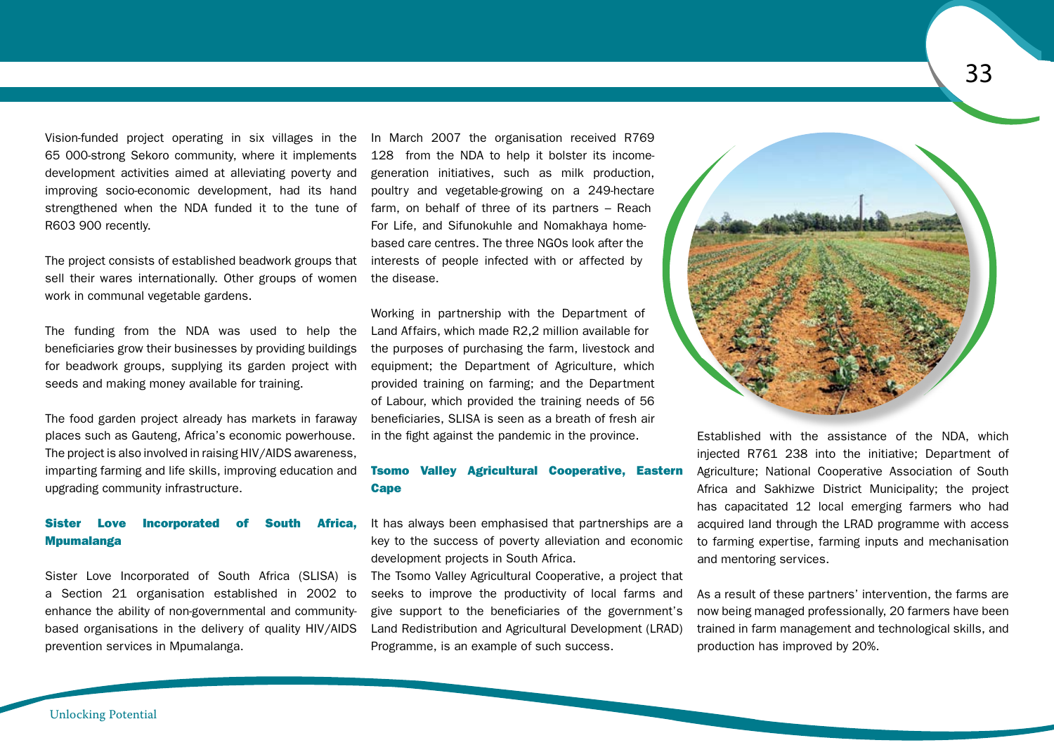Vision-funded project operating in six villages in the 65 000-strong Sekoro community, where it implements development activities aimed at alleviating poverty and improving socio-economic development, had its hand strengthened when the NDA funded it to the tune of R603 900 recently.

The project consists of established beadwork groups that sell their wares internationally. Other groups of women work in communal vegetable gardens.

The funding from the NDA was used to help the beneficiaries grow their businesses by providing buildings for beadwork groups, supplying its garden project with seeds and making money available for training.

The food garden project already has markets in faraway places such as Gauteng, Africa's economic powerhouse. The project is also involved in raising HIV/AIDS awareness, imparting farming and life skills, improving education and upgrading community infrastructure.

### Sister Love Incorporated of South Africa, Mpumalanga

Sister Love Incorporated of South Africa (SLISA) is a Section 21 organisation established in 2002 to enhance the ability of non-governmental and community-based organisations in the delivery of quality HIV/AIDS prevention services in Mpumalanga.

In March 2007 the organisation received R769 128 from the NDA to help it bolster its income-generation initiatives, such as milk production, poultry and vegetable-growing on a 249-hectare farm, on behalf of three of its partners – Reach For Life, and Sifunokuhle and Nomakhaya home-based care centres. The three NGOs look after the interests of people infected with or affected by the disease.

Working in partnership with the Department of Land Affairs, which made R2,2 million available for the purposes of purchasing the farm, livestock and equipment; the Department of Agriculture, which provided training on farming; and the Department of Labour, which provided the training needs of 56 beneficiaries, SLISA is seen as a breath of fresh air in the fight against the pandemic in the province.

### Tsomo Valley Agricultural Cooperative, Eastern Cape

It has always been emphasised that partnerships are a key to the success of poverty alleviation and economic development projects in South Africa.
The Tsomo Valley Agricultural Cooperative, a project that seeks to improve the productivity of local farms and give support to the beneficiaries of the government's Land Redistribution and Agricultural Development (LRAD) Programme, is an example of such success.

Established with the assistance of the NDA, which injected R761 238 into the initiative; Department of Agriculture; National Cooperative Association of South Africa and Sakhizwe District Municipality; the project has capacitated 12 local emerging farmers who had acquired land through the LRAD programme with access to farming expertise, farming inputs and mechanisation and mentoring services.

As a result of these partners' intervention, the farms are now being managed professionally, 20 farmers have been trained in farm management and technological skills, and production has improved by 20%.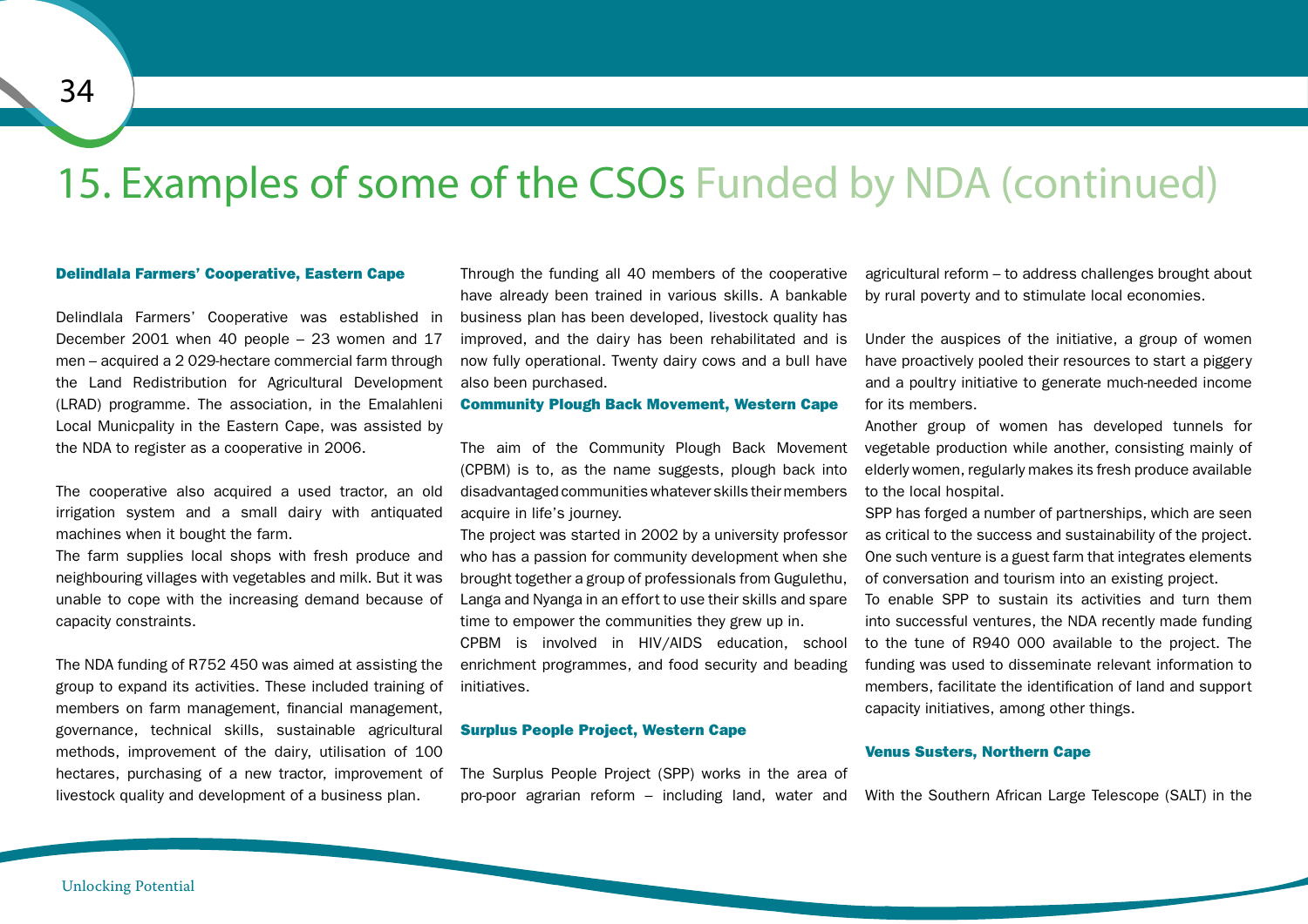# 15. Examples of some of the CSOs Funded by NDA (continued)

### Delindlala Farmers' Cooperative, Eastern Cape

Delindlala Farmers' Cooperative was established in December 2001 when 40 people – 23 women and 17 men – acquired a 2 029-hectare commercial farm through the Land Redistribution for Agricultural Development (LRAD) programme. The association, in the Emalahleni Local Municpality in the Eastern Cape, was assisted by the NDA to register as a cooperative in 2006.

The cooperative also acquired a used tractor, an old irrigation system and a small dairy with antiquated machines when it bought the farm.

The farm supplies local shops with fresh produce and neighbouring villages with vegetables and milk. But it was unable to cope with the increasing demand because of capacity constraints.

The NDA funding of R752 450 was aimed at assisting the group to expand its activities. These included training of members on farm management, financial management, governance, technical skills, sustainable agricultural methods, improvement of the dairy, utilisation of 100 hectares, purchasing of a new tractor, improvement of livestock quality and development of a business plan.

Through the funding all 40 members of the cooperative have already been trained in various skills. A bankable business plan has been developed, livestock quality has improved, and the dairy has been rehabilitated and is now fully operational. Twenty dairy cows and a bull have also been purchased.

### Community Plough Back Movement, Western Cape

The aim of the Community Plough Back Movement (CPBM) is to, as the name suggests, plough back into disadvantaged communities whatever skills their members acquire in life's journey.

The project was started in 2002 by a university professor who has a passion for community development when she brought together a group of professionals from Gugulethu, Langa and Nyanga in an effort to use their skills and spare time to empower the communities they grew up in.

CPBM is involved in HIV/AIDS education, school enrichment programmes, and food security and beading initiatives.

### Surplus People Project, Western Cape

The Surplus People Project (SPP) works in the area of pro-poor agrarian reform – including land, water and agricultural reform – to address challenges brought about by rural poverty and to stimulate local economies.

Under the auspices of the initiative, a group of women have proactively pooled their resources to start a piggery and a poultry initiative to generate much-needed income for its members.

Another group of women has developed tunnels for vegetable production while another, consisting mainly of elderly women, regularly makes its fresh produce available to the local hospital.

SPP has forged a number of partnerships, which are seen as critical to the success and sustainability of the project. One such venture is a guest farm that integrates elements of conversation and tourism into an existing project.

To enable SPP to sustain its activities and turn them into successful ventures, the NDA recently made funding to the tune of R940 000 available to the project. The funding was used to disseminate relevant information to members, facilitate the identification of land and support capacity initiatives, among other things.

### Venus Susters, Northern Cape

With the Southern African Large Telescope (SALT) in the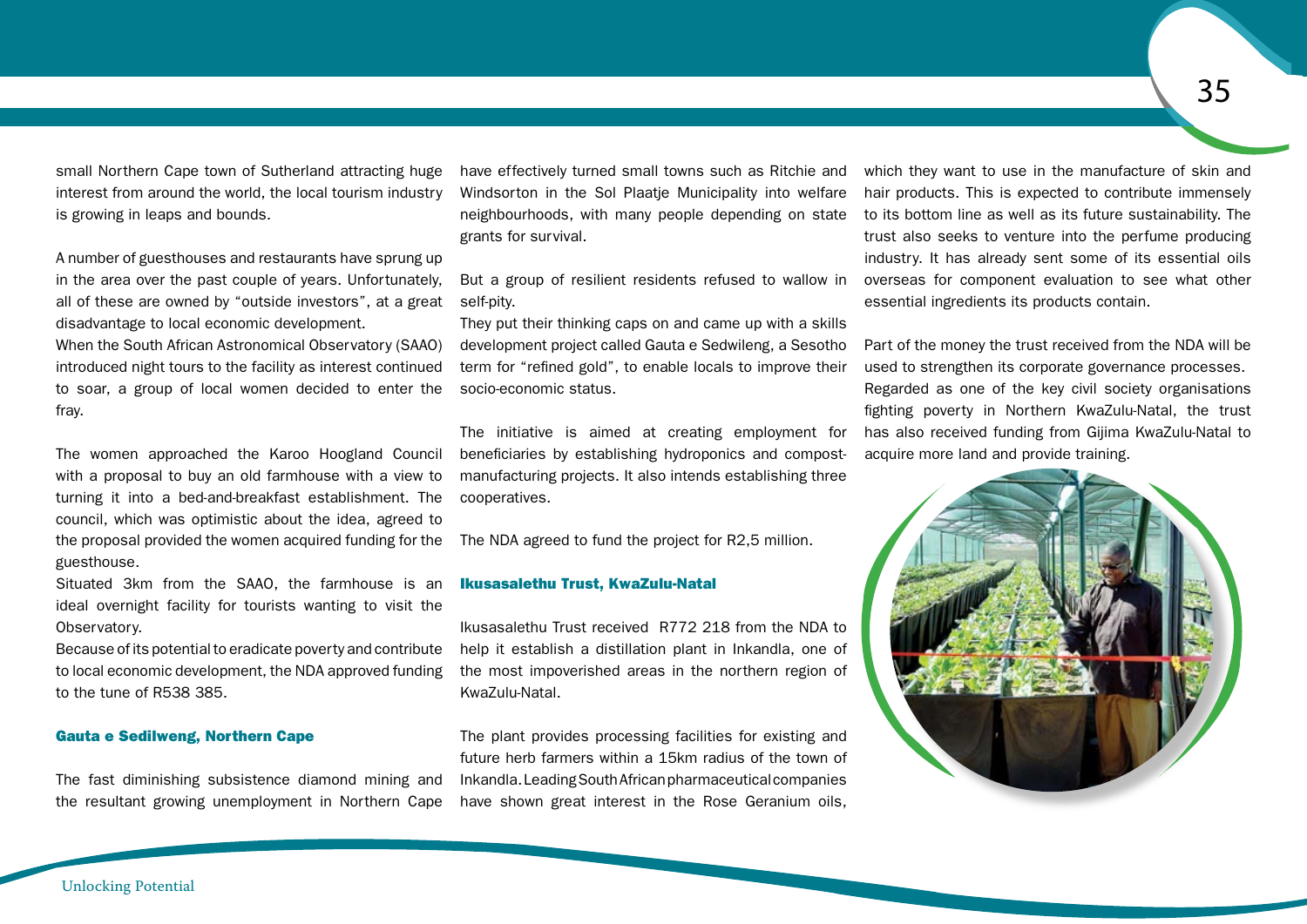small Northern Cape town of Sutherland attracting huge interest from around the world, the local tourism industry is growing in leaps and bounds.

A number of guesthouses and restaurants have sprung up in the area over the past couple of years. Unfortunately, all of these are owned by "outside investors", at a great disadvantage to local economic development.
When the South African Astronomical Observatory (SAAO) introduced night tours to the facility as interest continued to soar, a group of local women decided to enter the fray.

The women approached the Karoo Hoogland Council with a proposal to buy an old farmhouse with a view to turning it into a bed-and-breakfast establishment. The council, which was optimistic about the idea, agreed to the proposal provided the women acquired funding for the guesthouse.
Situated 3km from the SAAO, the farmhouse is an ideal overnight facility for tourists wanting to visit the Observatory.
Because of its potential to eradicate poverty and contribute to local economic development, the NDA approved funding to the tune of R538 385.

### Gauta e Sedilweng, Northern Cape

The fast diminishing subsistence diamond mining and the resultant growing unemployment in Northern Cape have effectively turned small towns such as Ritchie and Windsorton in the Sol Plaatje Municipality into welfare neighbourhoods, with many people depending on state grants for survival.

But a group of resilient residents refused to wallow in self-pity.
They put their thinking caps on and came up with a skills development project called Gauta e Sedwileng, a Sesotho term for "refined gold", to enable locals to improve their socio-economic status.

The initiative is aimed at creating employment for beneficiaries by establishing hydroponics and compost-manufacturing projects. It also intends establishing three cooperatives.

The NDA agreed to fund the project for R2,5 million.

### Ikusasalethu Trust, KwaZulu-Natal

Ikusasalethu Trust received R772 218 from the NDA to help it establish a distillation plant in Inkandla, one of the most impoverished areas in the northern region of KwaZulu-Natal.

The plant provides processing facilities for existing and future herb farmers within a 15km radius of the town of Inkandla. Leading South African pharmaceutical companies have shown great interest in the Rose Geranium oils, which they want to use in the manufacture of skin and hair products. This is expected to contribute immensely to its bottom line as well as its future sustainability. The trust also seeks to venture into the perfume producing industry. It has already sent some of its essential oils overseas for component evaluation to see what other essential ingredients its products contain.

Part of the money the trust received from the NDA will be used to strengthen its corporate governance processes.
Regarded as one of the key civil society organisations fighting poverty in Northern KwaZulu-Natal, the trust has also received funding from Gijima KwaZulu-Natal to acquire more land and provide training.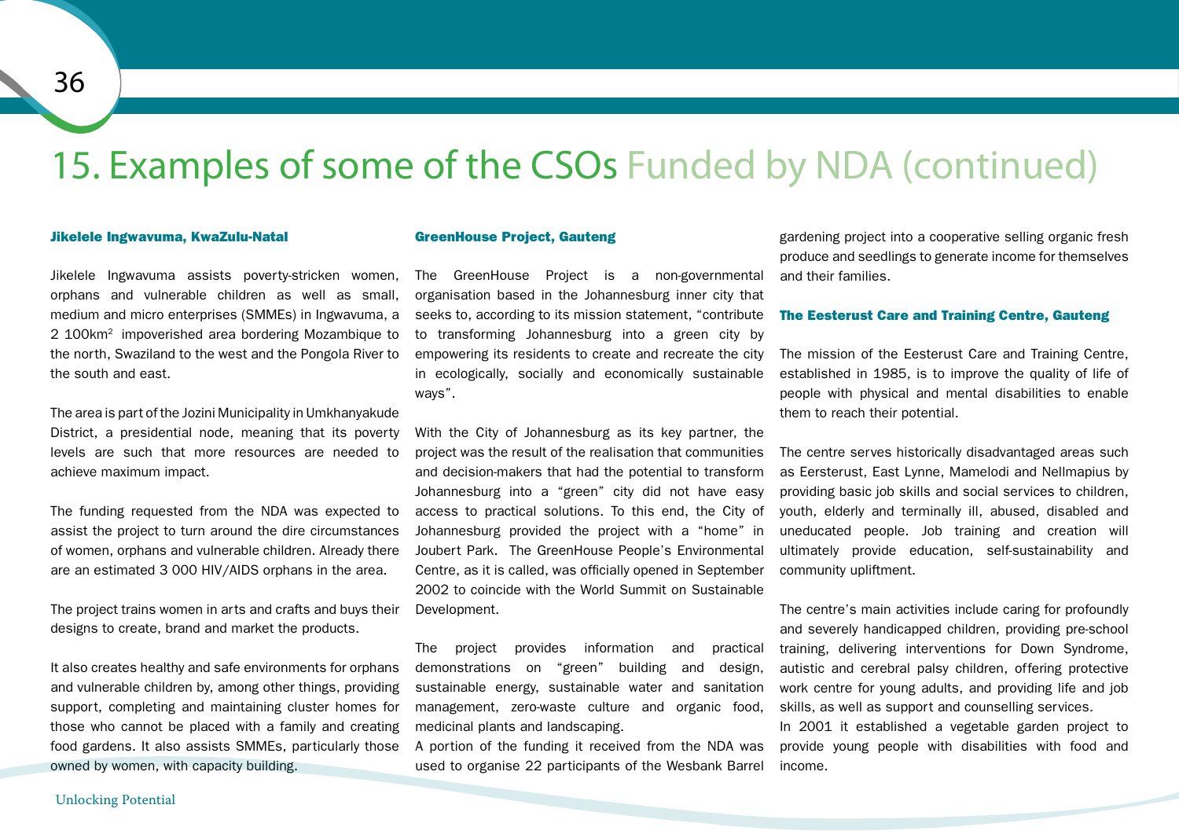# 15. Examples of some of the CSOs Funded by NDA (continued)

### Jikelele Ingwavuma, KwaZulu-Natal

Jikelele Ingwavuma assists poverty-stricken women, orphans and vulnerable children as well as small, medium and micro enterprises (SMMEs) in Ingwavuma, a 2 100km$^2$ impoverished area bordering Mozambique to the north, Swaziland to the west and the Pongola River to the south and east.

The area is part of the Jozini Municipality in Umkhanyakude District, a presidential node, meaning that its poverty levels are such that more resources are needed to achieve maximum impact.

The funding requested from the NDA was expected to assist the project to turn around the dire circumstances of women, orphans and vulnerable children. Already there are an estimated 3 000 HIV/AIDS orphans in the area.

The project trains women in arts and crafts and buys their designs to create, brand and market the products.

It also creates healthy and safe environments for orphans and vulnerable children by, among other things, providing support, completing and maintaining cluster homes for those who cannot be placed with a family and creating food gardens. It also assists SMMEs, particularly those owned by women, with capacity building.

### GreenHouse Project, Gauteng

The GreenHouse Project is a non-governmental organisation based in the Johannesburg inner city that seeks to, according to its mission statement, "contribute to transforming Johannesburg into a green city by empowering its residents to create and recreate the city in ecologically, socially and economically sustainable ways".

With the City of Johannesburg as its key partner, the project was the result of the realisation that communities and decision-makers that had the potential to transform Johannesburg into a "green" city did not have easy access to practical solutions. To this end, the City of Johannesburg provided the project with a "home" in Joubert Park. The GreenHouse People's Environmental Centre, as it is called, was officially opened in September 2002 to coincide with the World Summit on Sustainable Development.

The project provides information and practical demonstrations on "green" building and design, sustainable energy, sustainable water and sanitation management, zero-waste culture and organic food, medicinal plants and landscaping.
A portion of the funding it received from the NDA was used to organise 22 participants of the Wesbank Barrel gardening project into a cooperative selling organic fresh produce and seedlings to generate income for themselves and their families.

### The Eesterust Care and Training Centre, Gauteng

The mission of the Eesterust Care and Training Centre, established in 1985, is to improve the quality of life of people with physical and mental disabilities to enable them to reach their potential.

The centre serves historically disadvantaged areas such as Eersterust, East Lynne, Mamelodi and Nellmapius by providing basic job skills and social services to children, youth, elderly and terminally ill, abused, disabled and uneducated people. Job training and creation will ultimately provide education, self-sustainability and community upliftment.

The centre's main activities include caring for profoundly and severely handicapped children, providing pre-school training, delivering interventions for Down Syndrome, autistic and cerebral palsy children, offering protective work centre for young adults, and providing life and job skills, as well as support and counselling services.
In 2001 it established a vegetable garden project to provide young people with disabilities with food and income.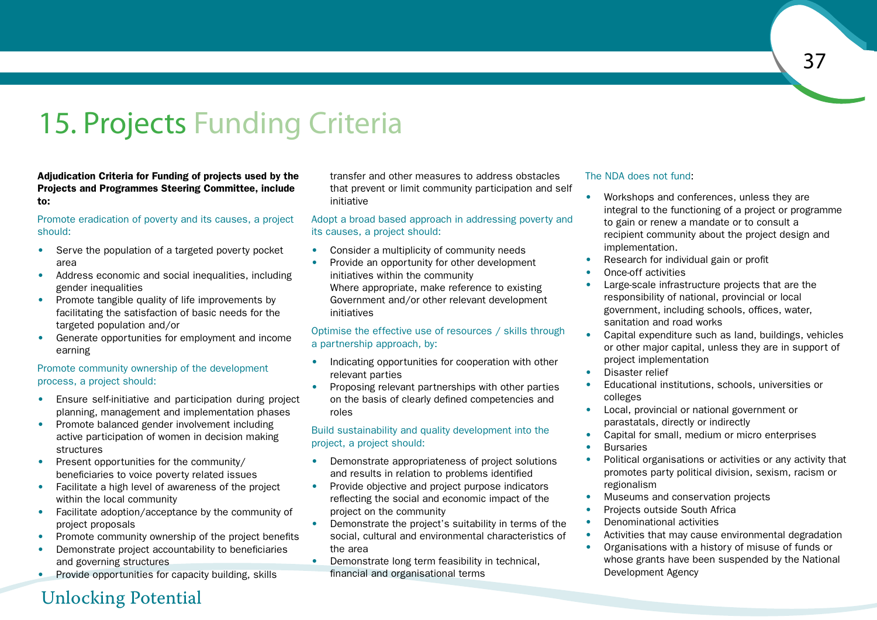# 15. Projects Funding Criteria

**Adjudication Criteria for Funding of projects used by the Projects and Programmes Steering Committee, include to:**

Promote eradication of poverty and its causes, a project should:

- Serve the population of a targeted poverty pocket area
- Address economic and social inequalities, including gender inequalities
- Promote tangible quality of life improvements by facilitating the satisfaction of basic needs for the targeted population and/or
- Generate opportunities for employment and income earning

Promote community ownership of the development process, a project should:

- Ensure self-initiative and participation during project planning, management and implementation phases
- Promote balanced gender involvement including active participation of women in decision making structures
- Present opportunities for the community/ beneficiaries to voice poverty related issues
- Facilitate a high level of awareness of the project within the local community
- Facilitate adoption/acceptance by the community of project proposals
- Promote community ownership of the project benefits
- Demonstrate project accountability to beneficiaries and governing structures
- Provide opportunities for capacity building, skills transfer and other measures to address obstacles that prevent or limit community participation and self initiative

Adopt a broad based approach in addressing poverty and its causes, a project should:

- Consider a multiplicity of community needs
- Provide an opportunity for other development initiatives within the community  
  Where appropriate, make reference to existing Government and/or other relevant development initiatives

Optimise the effective use of resources / skills through a partnership approach, by:

- Indicating opportunities for cooperation with other relevant parties
- Proposing relevant partnerships with other parties on the basis of clearly defined competencies and roles

Build sustainability and quality development into the project, a project should:

- Demonstrate appropriateness of project solutions and results in relation to problems identified
- Provide objective and project purpose indicators reflecting the social and economic impact of the project on the community
- Demonstrate the project's suitability in terms of the social, cultural and environmental characteristics of the area
- Demonstrate long term feasibility in technical, financial and organisational terms

The NDA does not fund:

- Workshops and conferences, unless they are integral to the functioning of a project or programme to gain or renew a mandate or to consult a recipient community about the project design and implementation.
- Research for individual gain or profit
- Once-off activities
- Large-scale infrastructure projects that are the responsibility of national, provincial or local government, including schools, offices, water, sanitation and road works
- Capital expenditure such as land, buildings, vehicles or other major capital, unless they are in support of project implementation
- Disaster relief
- Educational institutions, schools, universities or colleges
- Local, provincial or national government or parastatals, directly or indirectly
- Capital for small, medium or micro enterprises
- Bursaries
- Political organisations or activities or any activity that promotes party political division, sexism, racism or regionalism
- Museums and conservation projects
- Projects outside South Africa
- Denominational activities
- Activities that may cause environmental degradation
- Organisations with a history of misuse of funds or whose grants have been suspended by the National Development Agency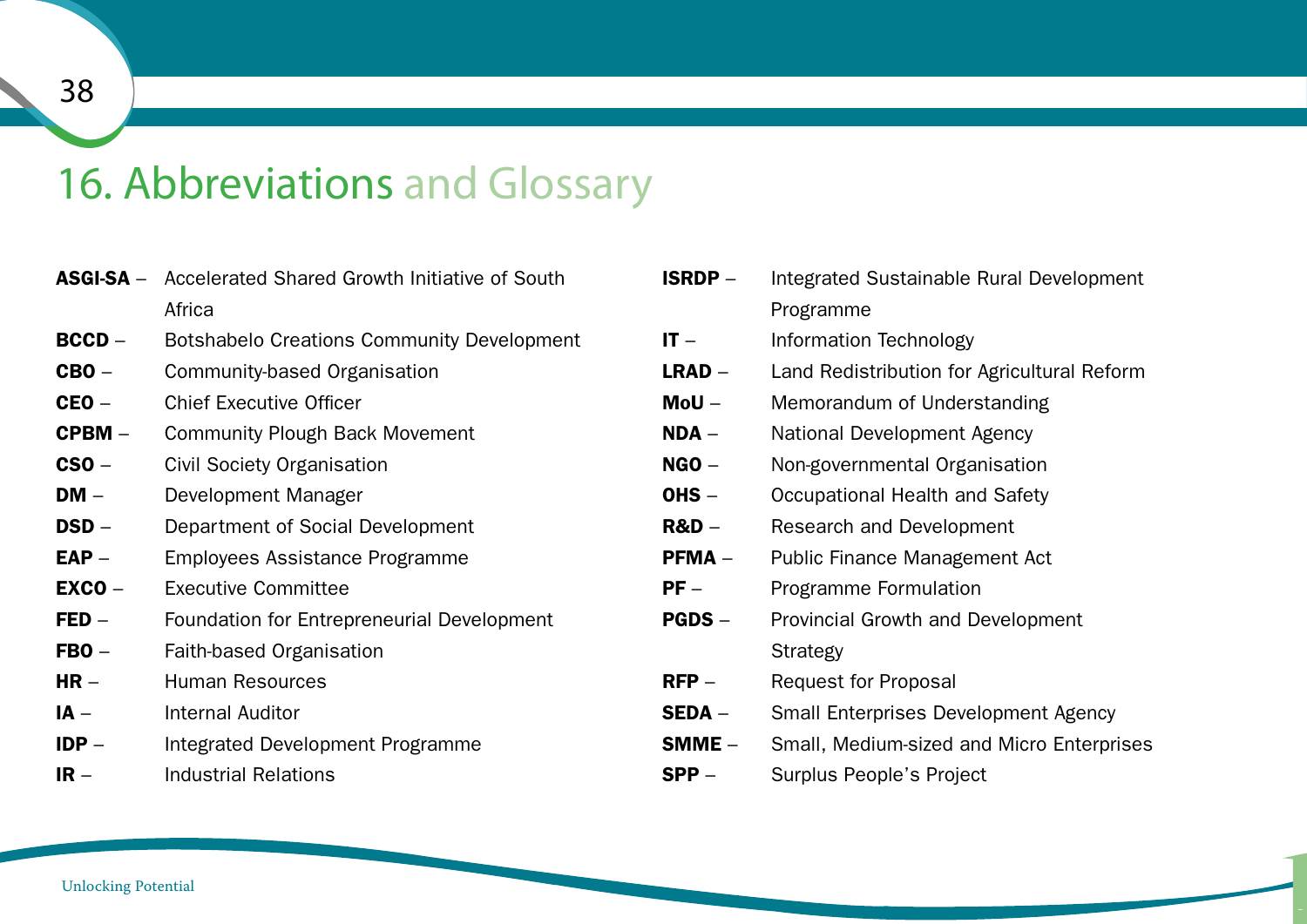# 16. Abbreviations and Glossary

**ASGI-SA** – Accelerated Shared Growth Initiative of South Africa
**BCCD** – Botshabelo Creations Community Development
**CBO** – Community-based Organisation
**CEO** – Chief Executive Officer
**CPBM** – Community Plough Back Movement
**CSO** – Civil Society Organisation
**DM** – Development Manager
**DSD** – Department of Social Development
**EAP** – Employees Assistance Programme
**EXCO** – Executive Committee
**FED** – Foundation for Entrepreneurial Development
**FBO** – Faith-based Organisation
**HR** – Human Resources
**IA** – Internal Auditor
**IDP** – Integrated Development Programme
**IR** – Industrial Relations
**ISRDP** – Integrated Sustainable Rural Development Programme
**IT** – Information Technology
**LRAD** – Land Redistribution for Agricultural Reform
**MoU** – Memorandum of Understanding
**NDA** – National Development Agency
**NGO** – Non-governmental Organisation
**OHS** – Occupational Health and Safety
**R&D** – Research and Development
**PFMA** – Public Finance Management Act
**PF** – Programme Formulation
**PGDS** – Provincial Growth and Development Strategy
**RFP** – Request for Proposal
**SEDA** – Small Enterprises Development Agency
**SMME** – Small, Medium-sized and Micro Enterprises
**SPP** – Surplus People's Project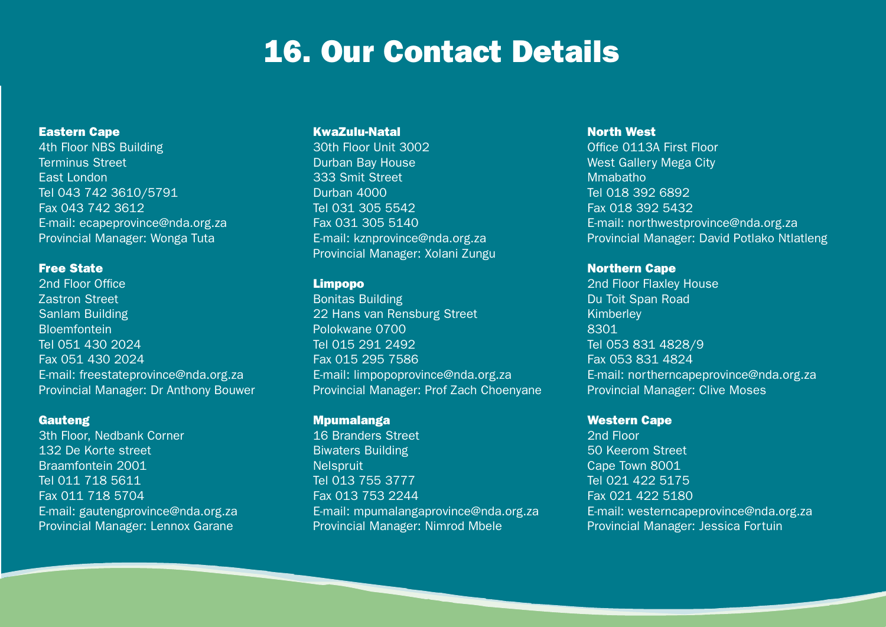# 16. Our Contact Details

**Eastern Cape**
4th Floor NBS Building
Terminus Street
East London
Tel 043 742 3610/5791
Fax 043 742 3612
E-mail: ecapeprovince@nda.org.za
Provincial Manager: Wonga Tuta

**Free State**
2nd Floor Office
Zastron Street
Sanlam Building
Bloemfontein
Tel 051 430 2024
Fax 051 430 2024
E-mail: freestateprovince@nda.org.za
Provincial Manager: Dr Anthony Bouwer

**Gauteng**
3th Floor, Nedbank Corner
132 De Korte street
Braamfontein 2001
Tel 011 718 5611
Fax 011 718 5704
E-mail: gautengprovince@nda.org.za
Provincial Manager: Lennox Garane

**KwaZulu-Natal**
30th Floor Unit 3002
Durban Bay House
333 Smit Street
Durban 4000
Tel 031 305 5542
Fax 031 305 5140
E-mail: kznprovince@nda.org.za
Provincial Manager: Xolani Zungu

**Limpopo**
Bonitas Building
22 Hans van Rensburg Street
Polokwane 0700
Tel 015 291 2492
Fax 015 295 7586
E-mail: limpopoprovince@nda.org.za
Provincial Manager: Prof Zach Choenyane

**Mpumalanga**
16 Branders Street
Biwaters Building
Nelspruit
Tel 013 755 3777
Fax 013 753 2244
E-mail: mpumalangaprovince@nda.org.za
Provincial Manager: Nimrod Mbele

**North West**
Office 0113A First Floor
West Gallery Mega City
Mmabatho
Tel 018 392 6892
Fax 018 392 5432
E-mail: northwestprovince@nda.org.za
Provincial Manager: David Potlako Ntlatleng

**Northern Cape**
2nd Floor Flaxley House
Du Toit Span Road
Kimberley
8301
Tel 053 831 4828/9
Fax 053 831 4824
E-mail: northerncapeprovince@nda.org.za
Provincial Manager: Clive Moses

**Western Cape**
2nd Floor
50 Keerom Street
Cape Town 8001
Tel 021 422 5175
Fax 021 422 5180
E-mail: westerncapeprovince@nda.org.za
Provincial Manager: Jessica Fortuin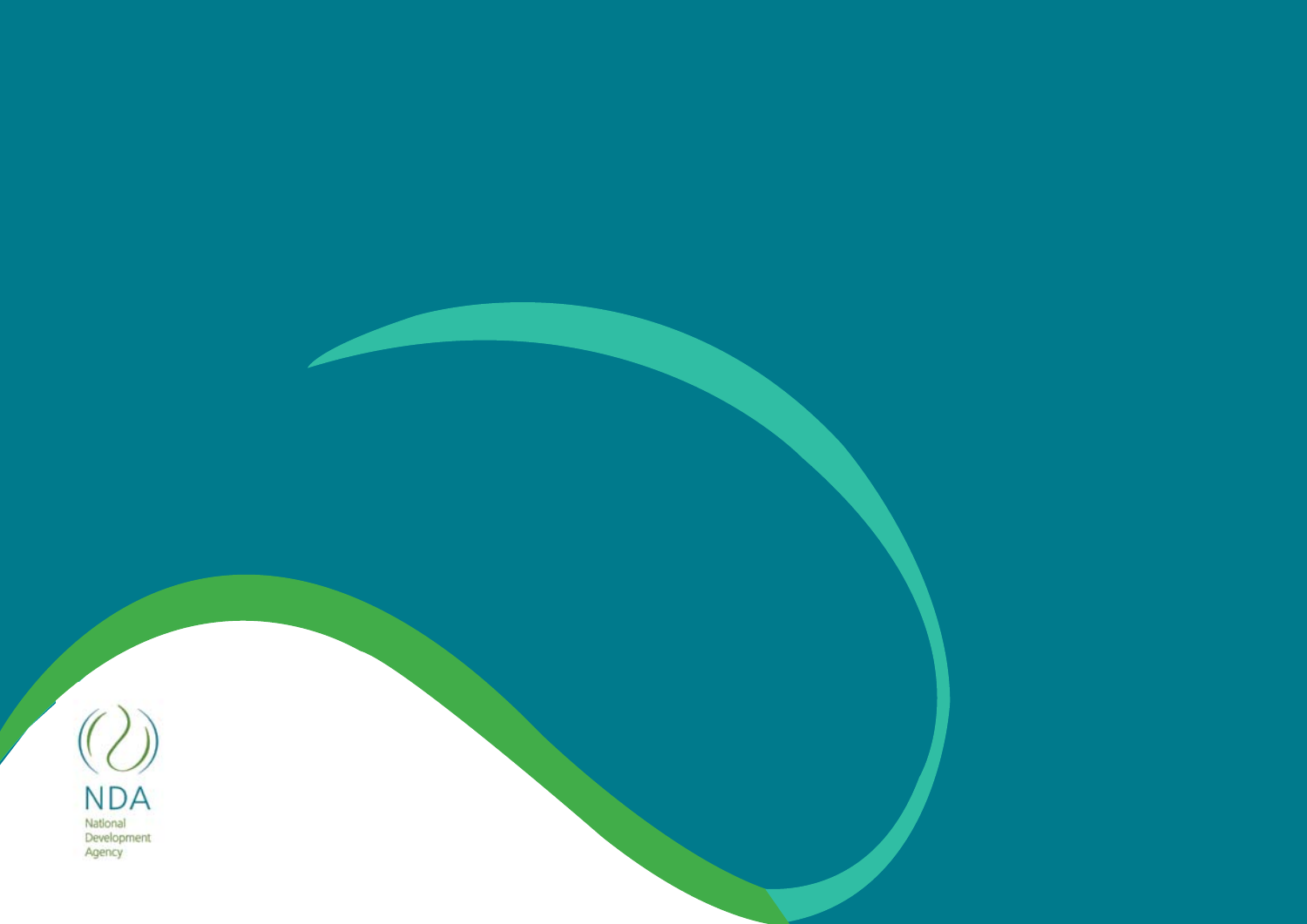NDA

National
Development
Agency